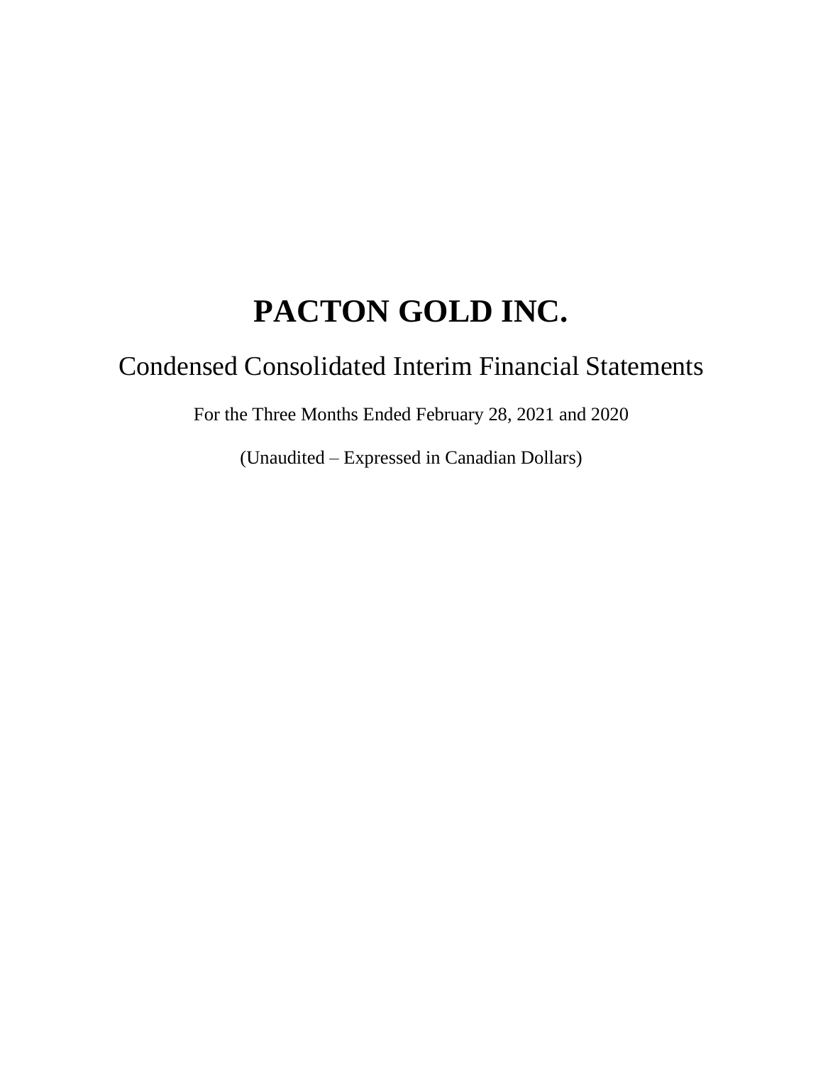# PACTON GOLD INC.

## Condensed Consolidated Interim Financial Statements

For the Three Months Ended February 28, 2021 and 2020

(Unaudited – Expressed in Canadian Dollars)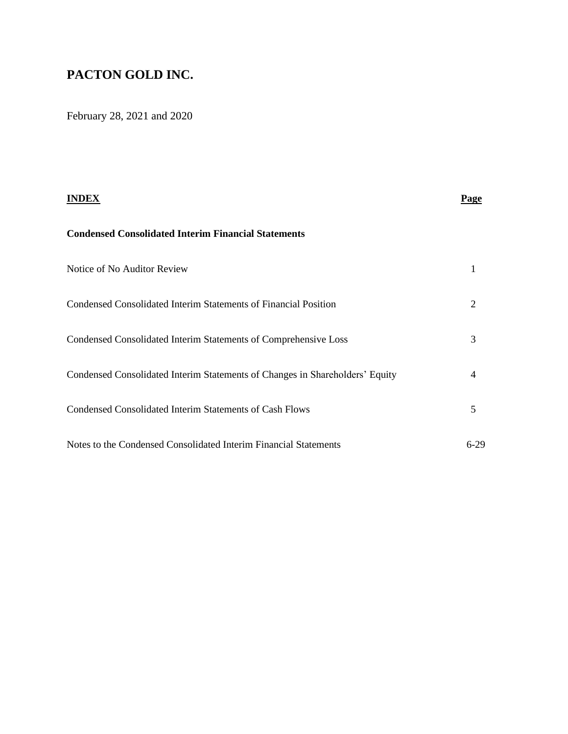# PACTON GOLD INC.

February 28, 2021 and 2020

| **INDEX** | **Page** |
|---|---|
| **Condensed Consolidated Interim Financial Statements** | |
| Notice of No Auditor Review | 1 |
| Condensed Consolidated Interim Statements of Financial Position | 2 |
| Condensed Consolidated Interim Statements of Comprehensive Loss | 3 |
| Condensed Consolidated Interim Statements of Changes in Shareholders' Equity | 4 |
| Condensed Consolidated Interim Statements of Cash Flows | 5 |
| Notes to the Condensed Consolidated Interim Financial Statements | 6-29 |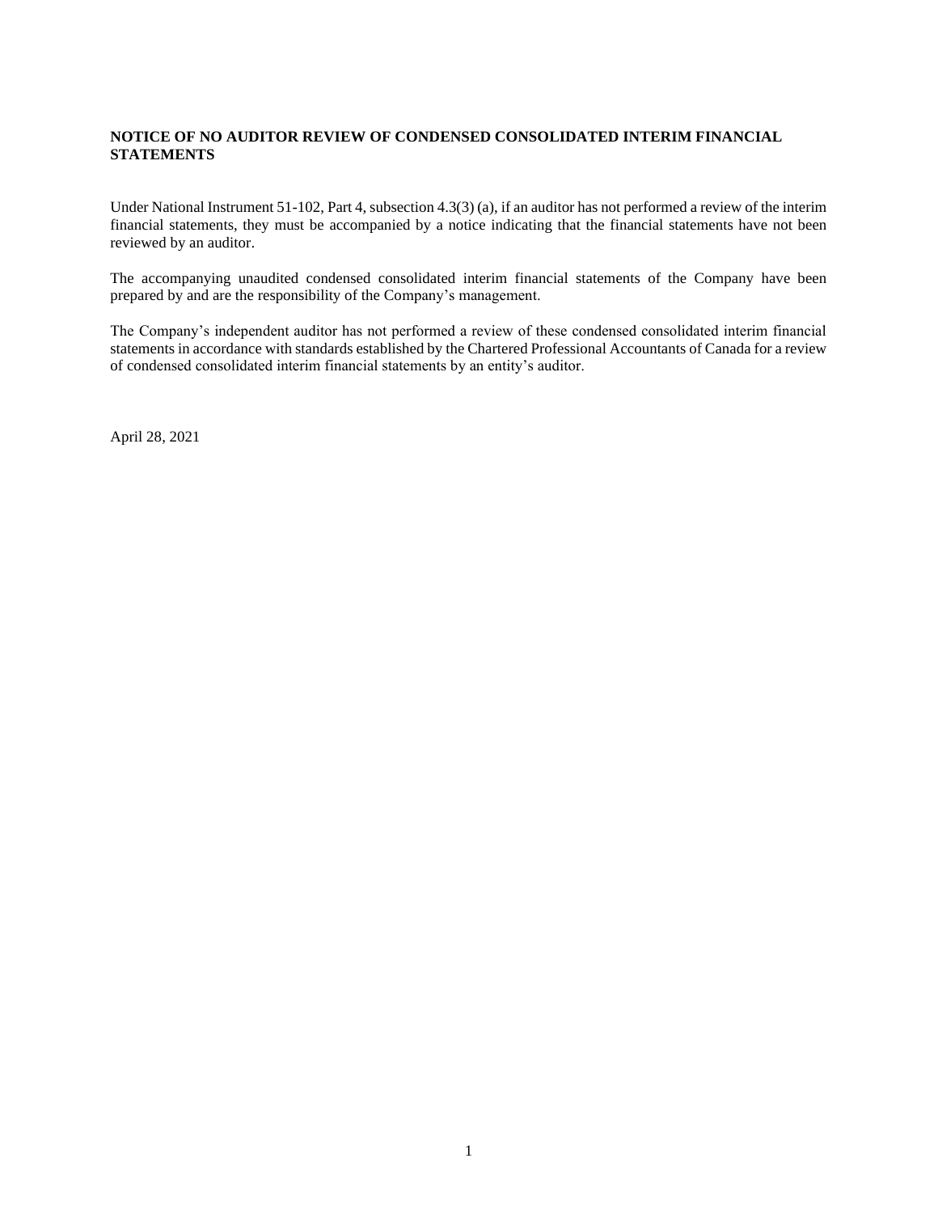**NOTICE OF NO AUDITOR REVIEW OF CONDENSED CONSOLIDATED INTERIM FINANCIAL STATEMENTS**

Under National Instrument 51-102, Part 4, subsection 4.3(3) (a), if an auditor has not performed a review of the interim financial statements, they must be accompanied by a notice indicating that the financial statements have not been reviewed by an auditor.

The accompanying unaudited condensed consolidated interim financial statements of the Company have been prepared by and are the responsibility of the Company's management.

The Company's independent auditor has not performed a review of these condensed consolidated interim financial statements in accordance with standards established by the Chartered Professional Accountants of Canada for a review of condensed consolidated interim financial statements by an entity's auditor.

April 28, 2021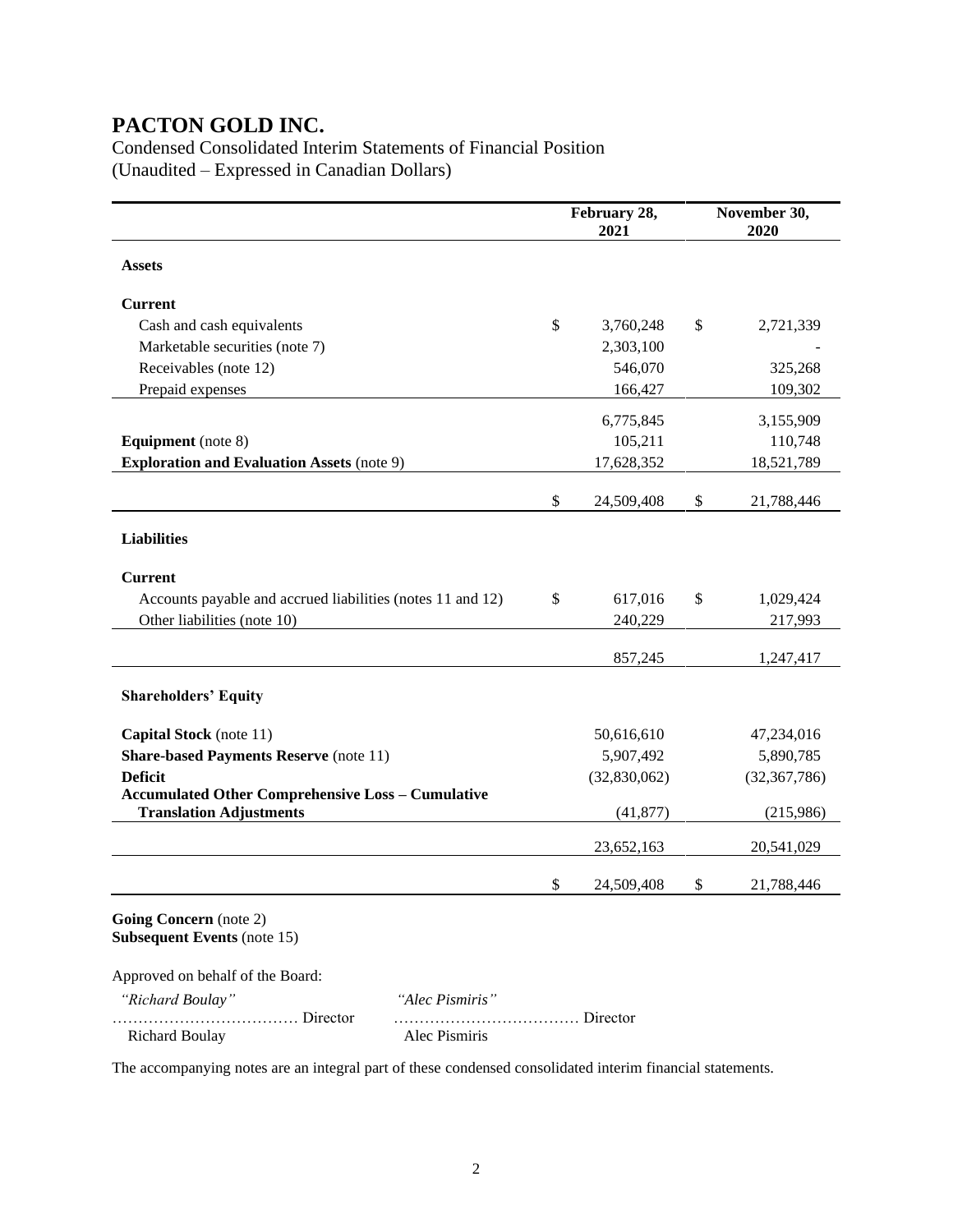# PACTON GOLD INC.

Condensed Consolidated Interim Statements of Financial Position
(Unaudited – Expressed in Canadian Dollars)

| | February 28, 2021 | November 30, 2020 |
|---|---|---|
| **Assets** | | |
| **Current** | | |
| Cash and cash equivalents | $ 3,760,248 | $ 2,721,339 |
| Marketable securities (note 7) | 2,303,100 | - |
| Receivables (note 12) | 546,070 | 325,268 |
| Prepaid expenses | 166,427 | 109,302 |
| | 6,775,845 | 3,155,909 |
| **Equipment** (note 8) | 105,211 | 110,748 |
| **Exploration and Evaluation Assets** (note 9) | 17,628,352 | 18,521,789 |
| | $ 24,509,408 | $ 21,788,446 |
| **Liabilities** | | |
| **Current** | | |
| Accounts payable and accrued liabilities (notes 11 and 12) | $ 617,016 | $ 1,029,424 |
| Other liabilities (note 10) | 240,229 | 217,993 |
| | 857,245 | 1,247,417 |
| **Shareholders' Equity** | | |
| **Capital Stock** (note 11) | 50,616,610 | 47,234,016 |
| **Share-based Payments Reserve** (note 11) | 5,907,492 | 5,890,785 |
| **Deficit** | (32,830,062) | (32,367,786) |
| **Accumulated Other Comprehensive Loss – Cumulative Translation Adjustments** | (41,877) | (215,986) |
| | 23,652,163 | 20,541,029 |
| | $ 24,509,408 | $ 21,788,446 |

**Going Concern** (note 2)
**Subsequent Events** (note 15)

Approved on behalf of the Board:

| *"Richard Boulay"* | *"Alec Pismiris"* |
|---|---|
| ……………………………… Director | ……………………………… Director |
| Richard Boulay | Alec Pismiris |

The accompanying notes are an integral part of these condensed consolidated interim financial statements.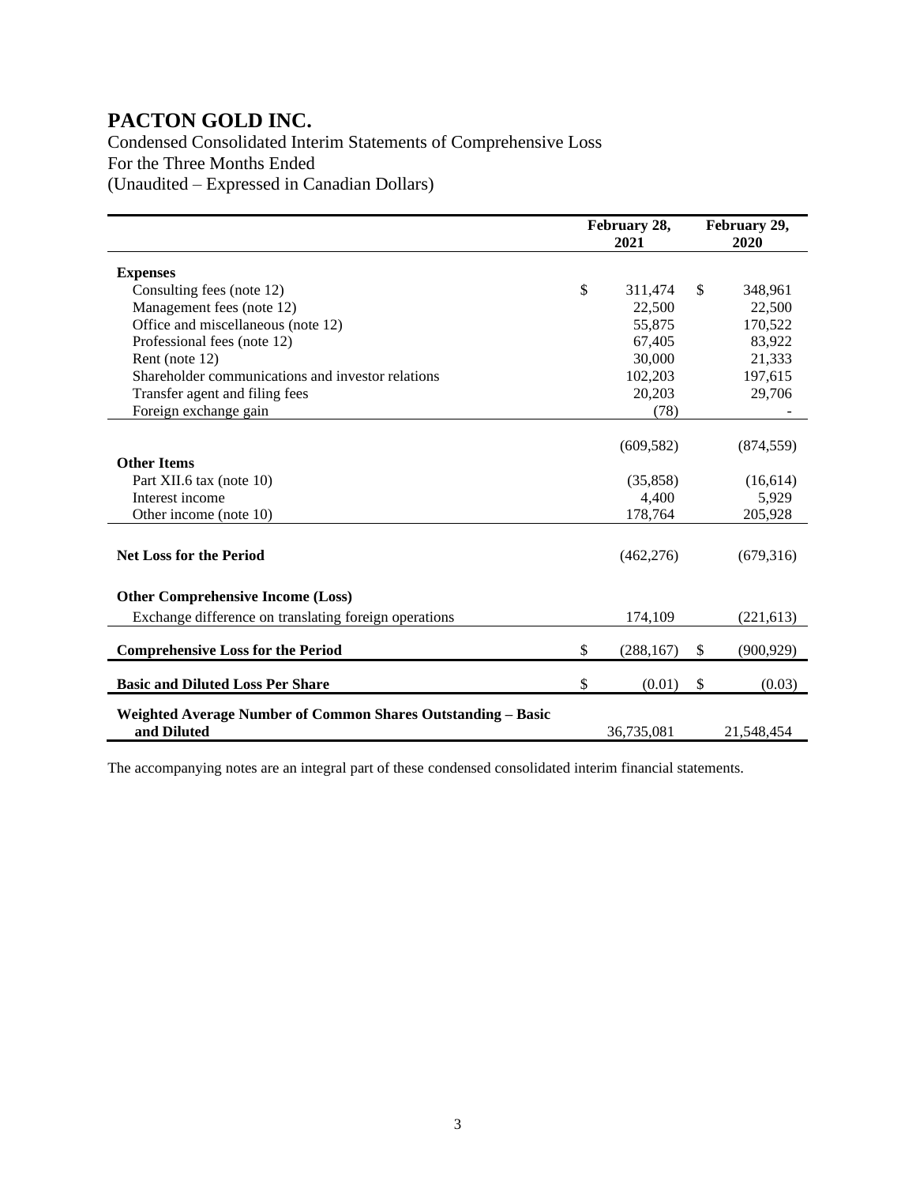# PACTON GOLD INC.

Condensed Consolidated Interim Statements of Comprehensive Loss
For the Three Months Ended
(Unaudited – Expressed in Canadian Dollars)

| | February 28, 2021 | February 29, 2020 |
|---|---|---|
| **Expenses** | | |
| Consulting fees (note 12) | $ 311,474 | $ 348,961 |
| Management fees (note 12) | 22,500 | 22,500 |
| Office and miscellaneous (note 12) | 55,875 | 170,522 |
| Professional fees (note 12) | 67,405 | 83,922 |
| Rent (note 12) | 30,000 | 21,333 |
| Shareholder communications and investor relations | 102,203 | 197,615 |
| Transfer agent and filing fees | 20,203 | 29,706 |
| Foreign exchange gain | (78) | - |
| | (609,582) | (874,559) |
| **Other Items** | | |
| Part XII.6 tax (note 10) | (35,858) | (16,614) |
| Interest income | 4,400 | 5,929 |
| Other income (note 10) | 178,764 | 205,928 |
| **Net Loss for the Period** | (462,276) | (679,316) |
| **Other Comprehensive Income (Loss)** | | |
| Exchange difference on translating foreign operations | 174,109 | (221,613) |
| **Comprehensive Loss for the Period** | $ (288,167) | $ (900,929) |
| **Basic and Diluted Loss Per Share** | $ (0.01) | $ (0.03) |
| **Weighted Average Number of Common Shares Outstanding – Basic and Diluted** | 36,735,081 | 21,548,454 |

The accompanying notes are an integral part of these condensed consolidated interim financial statements.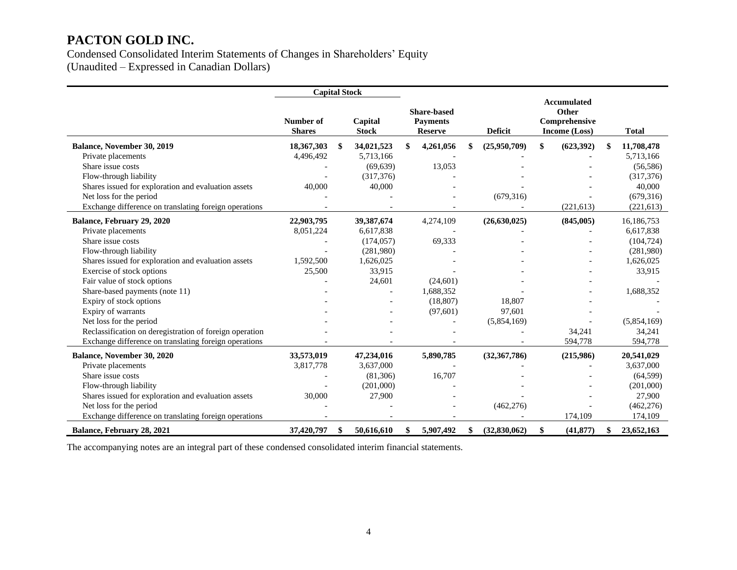# PACTON GOLD INC.

Condensed Consolidated Interim Statements of Changes in Shareholders' Equity
(Unaudited – Expressed in Canadian Dollars)

| | Capital Stock | | | | | |
|---|---|---|---|---|---|---|
| | Number of Shares | Capital Stock | Share-based Payments Reserve | Deficit | Accumulated Other Comprehensive Income (Loss) | Total |
| **Balance, November 30, 2019** | **18,367,303** | **$ 34,021,523** | **$ 4,261,056** | **$ (25,950,709)** | **$ (623,392)** | **$ 11,708,478** |
| Private placements | 4,496,492 | 5,713,166 | - | - | - | 5,713,166 |
| Share issue costs | - | (69,639) | 13,053 | - | - | (56,586) |
| Flow-through liability | - | (317,376) | - | - | - | (317,376) |
| Shares issued for exploration and evaluation assets | 40,000 | 40,000 | - | - | - | 40,000 |
| Net loss for the period | - | - | - | (679,316) | - | (679,316) |
| Exchange difference on translating foreign operations | - | - | - | - | (221,613) | (221,613) |
| **Balance, February 29, 2020** | **22,903,795** | 39,387,674 | 4,274,109 | **(26,630,025)** | **(845,005)** | 16,186,753 |
| Private placements | 8,051,224 | 6,617,838 | - | - | - | 6,617,838 |
| Share issue costs | - | (174,057) | 69,333 | - | - | (104,724) |
| Flow-through liability | - | (281,980) | - | - | - | (281,980) |
| Shares issued for exploration and evaluation assets | 1,592,500 | 1,626,025 | - | - | - | 1,626,025 |
| Exercise of stock options | 25,500 | 33,915 | - | - | - | 33,915 |
| Fair value of stock options | - | 24,601 | (24,601) | - | - | - |
| Share-based payments (note 11) | - | - | 1,688,352 | - | - | 1,688,352 |
| Expiry of stock options | - | - | (18,807) | 18,807 | - | - |
| Expiry of warrants | - | - | (97,601) | 97,601 | - | - |
| Net loss for the period | - | - | - | (5,854,169) | - | (5,854,169) |
| Reclassification on deregistration of foreign operation | - | - | - | - | 34,241 | 34,241 |
| Exchange difference on translating foreign operations | - | - | - | - | 594,778 | 594,778 |
| **Balance, November 30, 2020** | **33,573,019** | **47,234,016** | **5,890,785** | **(32,367,786)** | **(215,986)** | **20,541,029** |
| Private placements | 3,817,778 | 3,637,000 | - | - | - | 3,637,000 |
| Share issue costs | - | (81,306) | 16,707 | - | - | (64,599) |
| Flow-through liability | - | (201,000) | - | - | - | (201,000) |
| Shares issued for exploration and evaluation assets | 30,000 | 27,900 | - | - | - | 27,900 |
| Net loss for the period | - | - | - | (462,276) | - | (462,276) |
| Exchange difference on translating foreign operations | - | - | - | - | 174,109 | 174,109 |
| **Balance, February 28, 2021** | **37,420,797** | **$ 50,616,610** | **$ 5,907,492** | **$ (32,830,062)** | **$ (41,877)** | **$ 23,652,163** |

The accompanying notes are an integral part of these condensed consolidated interim financial statements.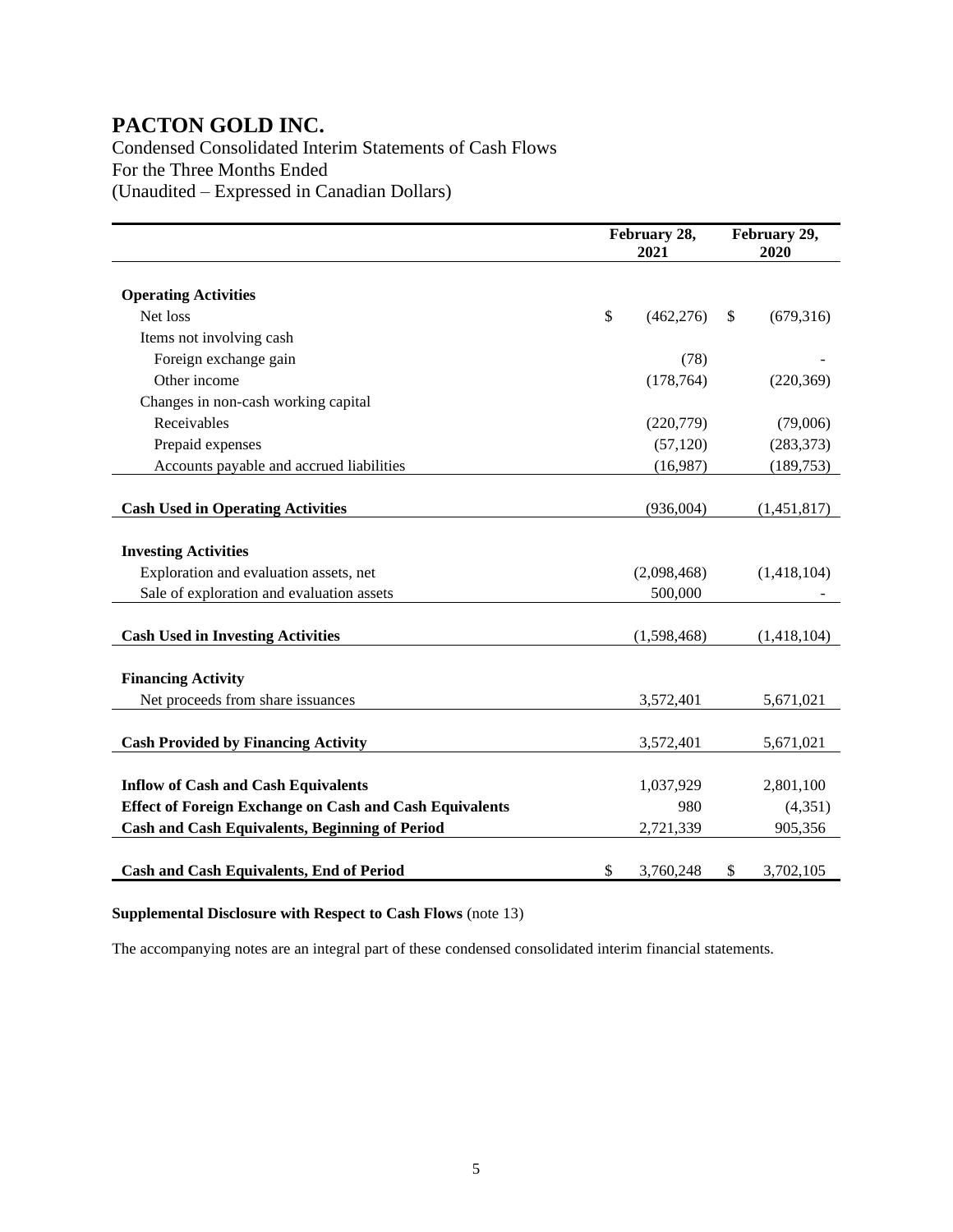# PACTON GOLD INC.

Condensed Consolidated Interim Statements of Cash Flows
For the Three Months Ended
(Unaudited – Expressed in Canadian Dollars)

| | February 28, 2021 | February 29, 2020 |
|---|---|---|
| **Operating Activities** | | |
| Net loss | $ (462,276) | $ (679,316) |
| Items not involving cash | | |
| Foreign exchange gain | (78) | - |
| Other income | (178,764) | (220,369) |
| Changes in non-cash working capital | | |
| Receivables | (220,779) | (79,006) |
| Prepaid expenses | (57,120) | (283,373) |
| Accounts payable and accrued liabilities | (16,987) | (189,753) |
| **Cash Used in Operating Activities** | (936,004) | (1,451,817) |
| **Investing Activities** | | |
| Exploration and evaluation assets, net | (2,098,468) | (1,418,104) |
| Sale of exploration and evaluation assets | 500,000 | - |
| **Cash Used in Investing Activities** | (1,598,468) | (1,418,104) |
| **Financing Activity** | | |
| Net proceeds from share issuances | 3,572,401 | 5,671,021 |
| **Cash Provided by Financing Activity** | 3,572,401 | 5,671,021 |
| **Inflow of Cash and Cash Equivalents** | 1,037,929 | 2,801,100 |
| **Effect of Foreign Exchange on Cash and Cash Equivalents** | 980 | (4,351) |
| **Cash and Cash Equivalents, Beginning of Period** | 2,721,339 | 905,356 |
| **Cash and Cash Equivalents, End of Period** | $ 3,760,248 | $ 3,702,105 |

**Supplemental Disclosure with Respect to Cash Flows** (note 13)

The accompanying notes are an integral part of these condensed consolidated interim financial statements.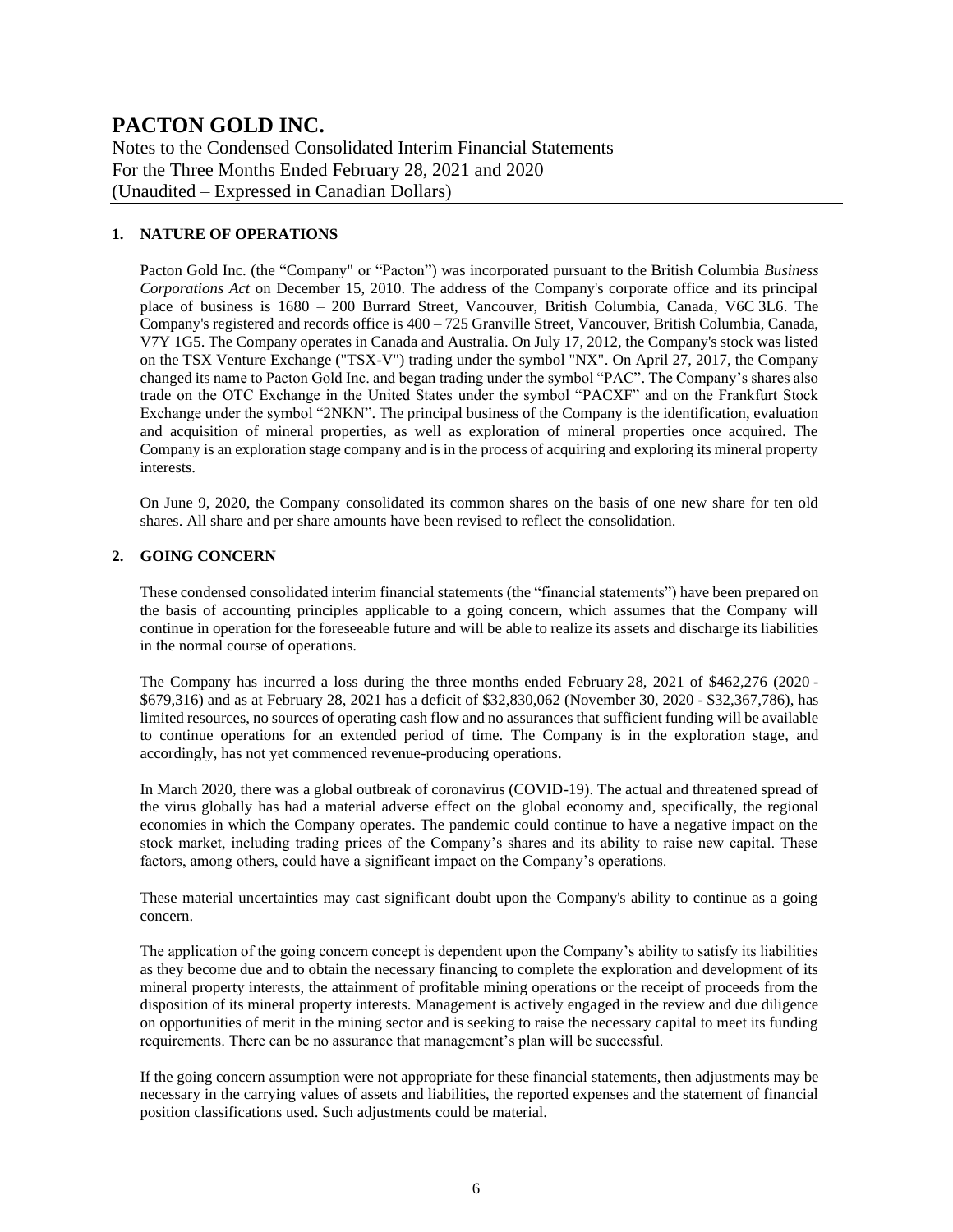# PACTON GOLD INC.

Notes to the Condensed Consolidated Interim Financial Statements
For the Three Months Ended February 28, 2021 and 2020
(Unaudited – Expressed in Canadian Dollars)

## 1. NATURE OF OPERATIONS

Pacton Gold Inc. (the "Company" or "Pacton") was incorporated pursuant to the British Columbia *Business Corporations Act* on December 15, 2010. The address of the Company's corporate office and its principal place of business is 1680 – 200 Burrard Street, Vancouver, British Columbia, Canada, V6C 3L6. The Company's registered and records office is 400 – 725 Granville Street, Vancouver, British Columbia, Canada, V7Y 1G5. The Company operates in Canada and Australia. On July 17, 2012, the Company's stock was listed on the TSX Venture Exchange ("TSX-V") trading under the symbol "NX". On April 27, 2017, the Company changed its name to Pacton Gold Inc. and began trading under the symbol "PAC". The Company's shares also trade on the OTC Exchange in the United States under the symbol "PACXF" and on the Frankfurt Stock Exchange under the symbol "2NKN". The principal business of the Company is the identification, evaluation and acquisition of mineral properties, as well as exploration of mineral properties once acquired. The Company is an exploration stage company and is in the process of acquiring and exploring its mineral property interests.

On June 9, 2020, the Company consolidated its common shares on the basis of one new share for ten old shares. All share and per share amounts have been revised to reflect the consolidation.

## 2. GOING CONCERN

These condensed consolidated interim financial statements (the "financial statements") have been prepared on the basis of accounting principles applicable to a going concern, which assumes that the Company will continue in operation for the foreseeable future and will be able to realize its assets and discharge its liabilities in the normal course of operations.

The Company has incurred a loss during the three months ended February 28, 2021 of $462,276 (2020 - $679,316) and as at February 28, 2021 has a deficit of $32,830,062 (November 30, 2020 - $32,367,786), has limited resources, no sources of operating cash flow and no assurances that sufficient funding will be available to continue operations for an extended period of time. The Company is in the exploration stage, and accordingly, has not yet commenced revenue-producing operations.

In March 2020, there was a global outbreak of coronavirus (COVID-19). The actual and threatened spread of the virus globally has had a material adverse effect on the global economy and, specifically, the regional economies in which the Company operates. The pandemic could continue to have a negative impact on the stock market, including trading prices of the Company's shares and its ability to raise new capital. These factors, among others, could have a significant impact on the Company's operations.

These material uncertainties may cast significant doubt upon the Company's ability to continue as a going concern.

The application of the going concern concept is dependent upon the Company's ability to satisfy its liabilities as they become due and to obtain the necessary financing to complete the exploration and development of its mineral property interests, the attainment of profitable mining operations or the receipt of proceeds from the disposition of its mineral property interests. Management is actively engaged in the review and due diligence on opportunities of merit in the mining sector and is seeking to raise the necessary capital to meet its funding requirements. There can be no assurance that management's plan will be successful.

If the going concern assumption were not appropriate for these financial statements, then adjustments may be necessary in the carrying values of assets and liabilities, the reported expenses and the statement of financial position classifications used. Such adjustments could be material.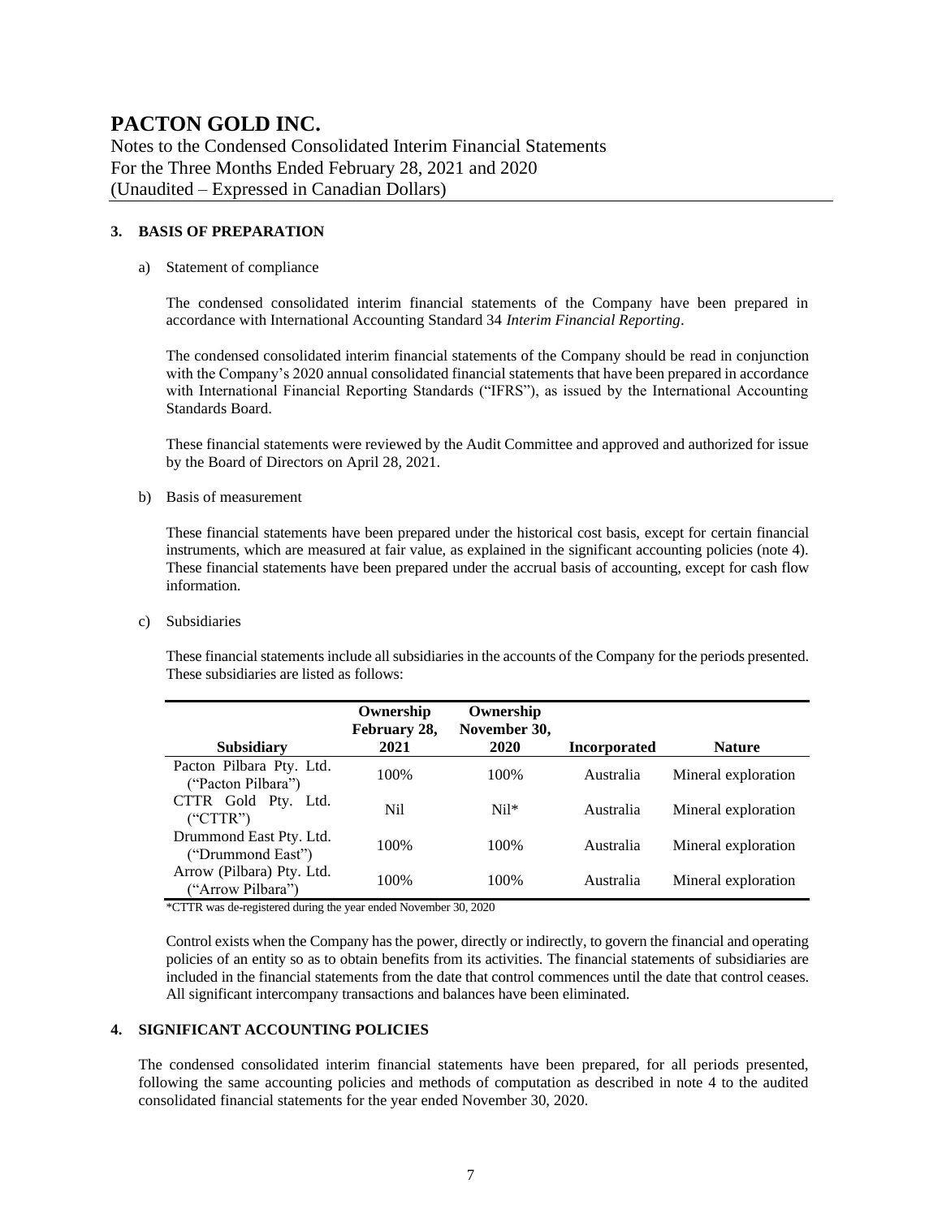## 3. BASIS OF PREPARATION

a) Statement of compliance

The condensed consolidated interim financial statements of the Company have been prepared in accordance with International Accounting Standard 34 *Interim Financial Reporting*.

The condensed consolidated interim financial statements of the Company should be read in conjunction with the Company's 2020 annual consolidated financial statements that have been prepared in accordance with International Financial Reporting Standards ("IFRS"), as issued by the International Accounting Standards Board.

These financial statements were reviewed by the Audit Committee and approved and authorized for issue by the Board of Directors on April 28, 2021.

b) Basis of measurement

These financial statements have been prepared under the historical cost basis, except for certain financial instruments, which are measured at fair value, as explained in the significant accounting policies (note 4). These financial statements have been prepared under the accrual basis of accounting, except for cash flow information.

c) Subsidiaries

These financial statements include all subsidiaries in the accounts of the Company for the periods presented. These subsidiaries are listed as follows:

| Subsidiary | Ownership February 28, 2021 | Ownership November 30, 2020 | Incorporated | Nature |
|---|---|---|---|---|
| Pacton Pilbara Pty. Ltd. ("Pacton Pilbara") | 100% | 100% | Australia | Mineral exploration |
| CTTR Gold Pty. Ltd. ("CTTR") | Nil | Nil* | Australia | Mineral exploration |
| Drummond East Pty. Ltd. ("Drummond East") | 100% | 100% | Australia | Mineral exploration |
| Arrow (Pilbara) Pty. Ltd. ("Arrow Pilbara") | 100% | 100% | Australia | Mineral exploration |

*CTTR was de-registered during the year ended November 30, 2020

Control exists when the Company has the power, directly or indirectly, to govern the financial and operating policies of an entity so as to obtain benefits from its activities. The financial statements of subsidiaries are included in the financial statements from the date that control commences until the date that control ceases. All significant intercompany transactions and balances have been eliminated.

## 4. SIGNIFICANT ACCOUNTING POLICIES

The condensed consolidated interim financial statements have been prepared, for all periods presented, following the same accounting policies and methods of computation as described in note 4 to the audited consolidated financial statements for the year ended November 30, 2020.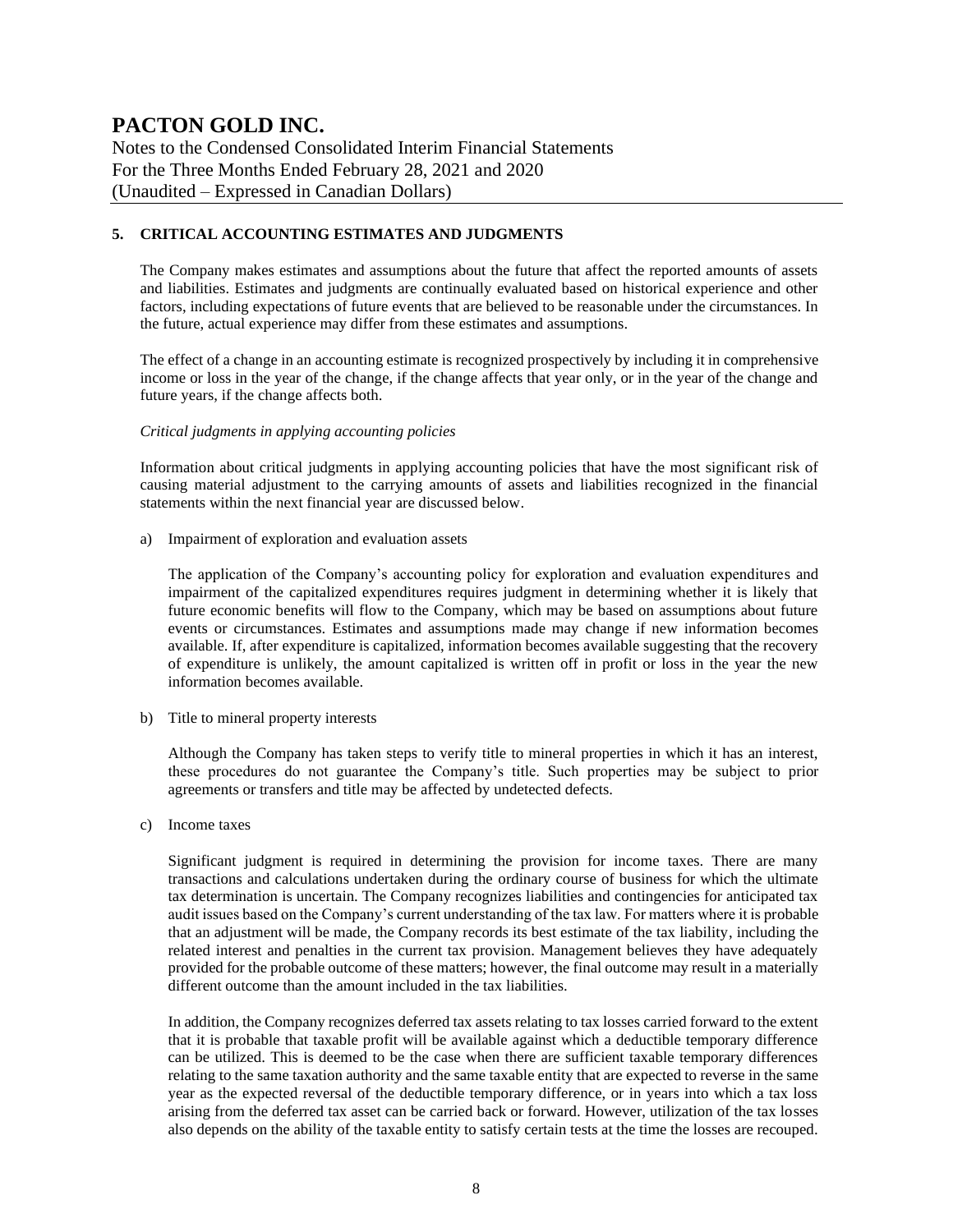## 5. CRITICAL ACCOUNTING ESTIMATES AND JUDGMENTS

The Company makes estimates and assumptions about the future that affect the reported amounts of assets and liabilities. Estimates and judgments are continually evaluated based on historical experience and other factors, including expectations of future events that are believed to be reasonable under the circumstances. In the future, actual experience may differ from these estimates and assumptions.

The effect of a change in an accounting estimate is recognized prospectively by including it in comprehensive income or loss in the year of the change, if the change affects that year only, or in the year of the change and future years, if the change affects both.

*Critical judgments in applying accounting policies*

Information about critical judgments in applying accounting policies that have the most significant risk of causing material adjustment to the carrying amounts of assets and liabilities recognized in the financial statements within the next financial year are discussed below.

a) Impairment of exploration and evaluation assets

   The application of the Company's accounting policy for exploration and evaluation expenditures and impairment of the capitalized expenditures requires judgment in determining whether it is likely that future economic benefits will flow to the Company, which may be based on assumptions about future events or circumstances. Estimates and assumptions made may change if new information becomes available. If, after expenditure is capitalized, information becomes available suggesting that the recovery of expenditure is unlikely, the amount capitalized is written off in profit or loss in the year the new information becomes available.

b) Title to mineral property interests

   Although the Company has taken steps to verify title to mineral properties in which it has an interest, these procedures do not guarantee the Company's title. Such properties may be subject to prior agreements or transfers and title may be affected by undetected defects.

c) Income taxes

   Significant judgment is required in determining the provision for income taxes. There are many transactions and calculations undertaken during the ordinary course of business for which the ultimate tax determination is uncertain. The Company recognizes liabilities and contingencies for anticipated tax audit issues based on the Company's current understanding of the tax law. For matters where it is probable that an adjustment will be made, the Company records its best estimate of the tax liability, including the related interest and penalties in the current tax provision. Management believes they have adequately provided for the probable outcome of these matters; however, the final outcome may result in a materially different outcome than the amount included in the tax liabilities.

   In addition, the Company recognizes deferred tax assets relating to tax losses carried forward to the extent that it is probable that taxable profit will be available against which a deductible temporary difference can be utilized. This is deemed to be the case when there are sufficient taxable temporary differences relating to the same taxation authority and the same taxable entity that are expected to reverse in the same year as the expected reversal of the deductible temporary difference, or in years into which a tax loss arising from the deferred tax asset can be carried back or forward. However, utilization of the tax losses also depends on the ability of the taxable entity to satisfy certain tests at the time the losses are recouped.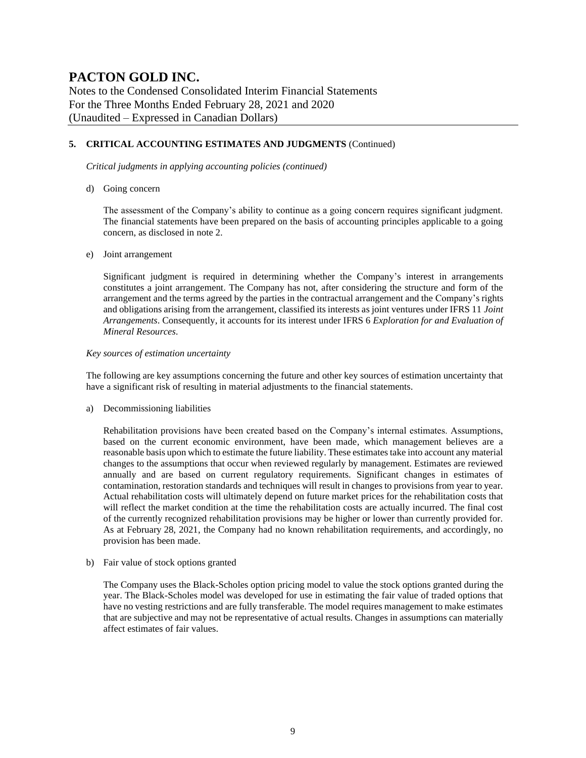### 5. CRITICAL ACCOUNTING ESTIMATES AND JUDGMENTS (Continued)

*Critical judgments in applying accounting policies (continued)*

d) Going concern

The assessment of the Company's ability to continue as a going concern requires significant judgment. The financial statements have been prepared on the basis of accounting principles applicable to a going concern, as disclosed in note 2.

e) Joint arrangement

Significant judgment is required in determining whether the Company's interest in arrangements constitutes a joint arrangement. The Company has not, after considering the structure and form of the arrangement and the terms agreed by the parties in the contractual arrangement and the Company's rights and obligations arising from the arrangement, classified its interests as joint ventures under IFRS 11 *Joint Arrangements*. Consequently, it accounts for its interest under IFRS 6 *Exploration for and Evaluation of Mineral Resources*.

*Key sources of estimation uncertainty*

The following are key assumptions concerning the future and other key sources of estimation uncertainty that have a significant risk of resulting in material adjustments to the financial statements.

a) Decommissioning liabilities

Rehabilitation provisions have been created based on the Company's internal estimates. Assumptions, based on the current economic environment, have been made, which management believes are a reasonable basis upon which to estimate the future liability. These estimates take into account any material changes to the assumptions that occur when reviewed regularly by management. Estimates are reviewed annually and are based on current regulatory requirements. Significant changes in estimates of contamination, restoration standards and techniques will result in changes to provisions from year to year. Actual rehabilitation costs will ultimately depend on future market prices for the rehabilitation costs that will reflect the market condition at the time the rehabilitation costs are actually incurred. The final cost of the currently recognized rehabilitation provisions may be higher or lower than currently provided for. As at February 28, 2021, the Company had no known rehabilitation requirements, and accordingly, no provision has been made.

b) Fair value of stock options granted

The Company uses the Black-Scholes option pricing model to value the stock options granted during the year. The Black-Scholes model was developed for use in estimating the fair value of traded options that have no vesting restrictions and are fully transferable. The model requires management to make estimates that are subjective and may not be representative of actual results. Changes in assumptions can materially affect estimates of fair values.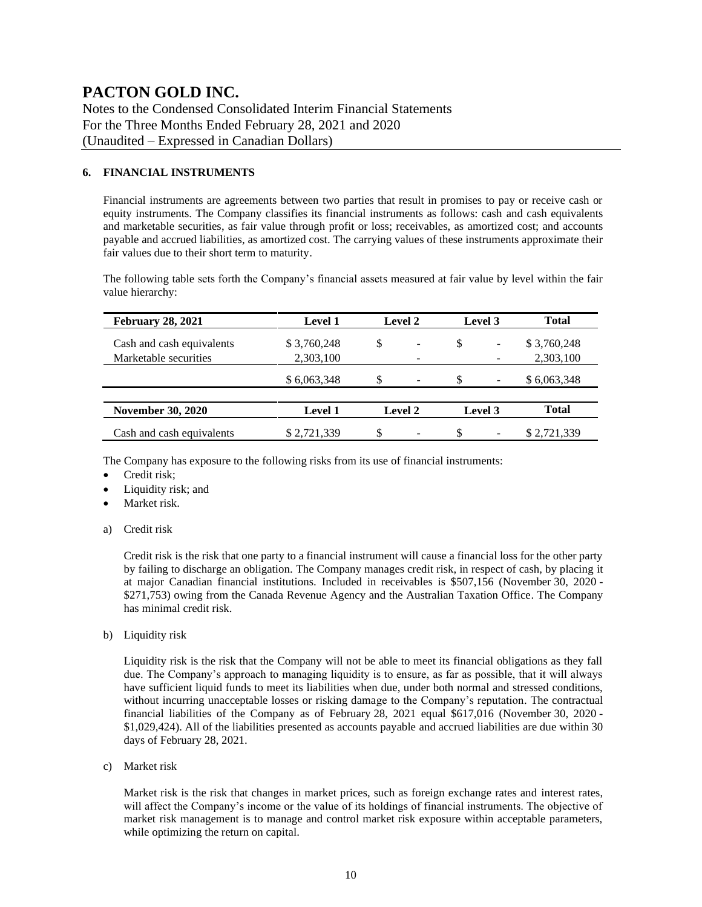# PACTON GOLD INC.

Notes to the Condensed Consolidated Interim Financial Statements
For the Three Months Ended February 28, 2021 and 2020
(Unaudited – Expressed in Canadian Dollars)

## 6. FINANCIAL INSTRUMENTS

Financial instruments are agreements between two parties that result in promises to pay or receive cash or equity instruments. The Company classifies its financial instruments as follows: cash and cash equivalents and marketable securities, as fair value through profit or loss; receivables, as amortized cost; and accounts payable and accrued liabilities, as amortized cost. The carrying values of these instruments approximate their fair values due to their short term to maturity.

The following table sets forth the Company's financial assets measured at fair value by level within the fair value hierarchy:

| February 28, 2021 | Level 1 | Level 2 | Level 3 | Total |
|---|---|---|---|---|
| Cash and cash equivalents | $ 3,760,248 | $ - | $ - | $ 3,760,248 |
| Marketable securities | 2,303,100 | - | - | 2,303,100 |
| | $ 6,063,348 | $ - | $ - | $ 6,063,348 |

| November 30, 2020 | Level 1 | Level 2 | Level 3 | Total |
|---|---|---|---|---|
| Cash and cash equivalents | $ 2,721,339 | $ - | $ - | $ 2,721,339 |

The Company has exposure to the following risks from its use of financial instruments:

- Credit risk;
- Liquidity risk; and
- Market risk.

a) Credit risk

Credit risk is the risk that one party to a financial instrument will cause a financial loss for the other party by failing to discharge an obligation. The Company manages credit risk, in respect of cash, by placing it at major Canadian financial institutions. Included in receivables is $507,156 (November 30, 2020 - $271,753) owing from the Canada Revenue Agency and the Australian Taxation Office. The Company has minimal credit risk.

b) Liquidity risk

Liquidity risk is the risk that the Company will not be able to meet its financial obligations as they fall due. The Company's approach to managing liquidity is to ensure, as far as possible, that it will always have sufficient liquid funds to meet its liabilities when due, under both normal and stressed conditions, without incurring unacceptable losses or risking damage to the Company's reputation. The contractual financial liabilities of the Company as of February 28, 2021 equal $617,016 (November 30, 2020 - $1,029,424). All of the liabilities presented as accounts payable and accrued liabilities are due within 30 days of February 28, 2021.

c) Market risk

Market risk is the risk that changes in market prices, such as foreign exchange rates and interest rates, will affect the Company's income or the value of its holdings of financial instruments. The objective of market risk management is to manage and control market risk exposure within acceptable parameters, while optimizing the return on capital.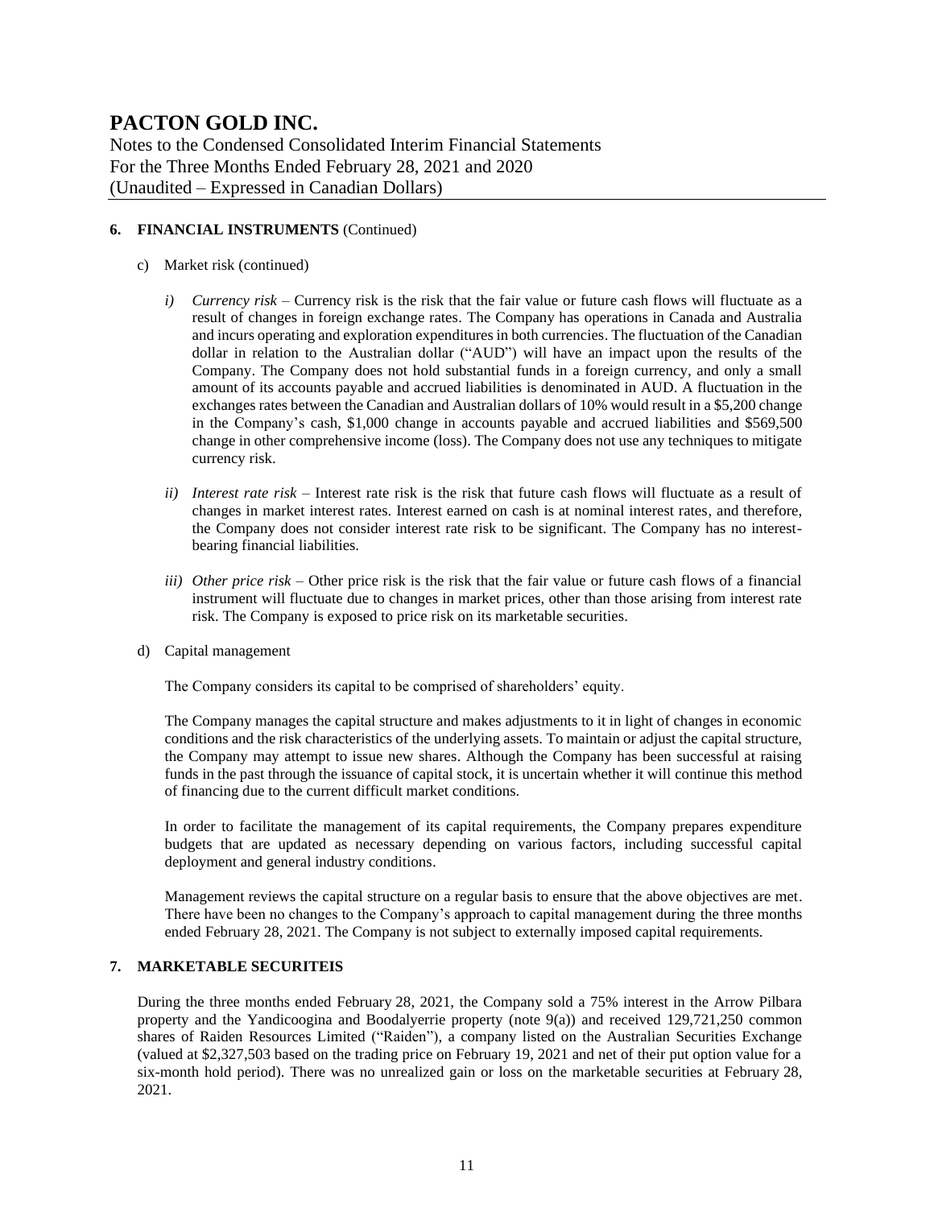### 6. FINANCIAL INSTRUMENTS (Continued)

c) Market risk (continued)

*i) Currency risk* – Currency risk is the risk that the fair value or future cash flows will fluctuate as a result of changes in foreign exchange rates. The Company has operations in Canada and Australia and incurs operating and exploration expenditures in both currencies. The fluctuation of the Canadian dollar in relation to the Australian dollar ("AUD") will have an impact upon the results of the Company. The Company does not hold substantial funds in a foreign currency, and only a small amount of its accounts payable and accrued liabilities is denominated in AUD. A fluctuation in the exchanges rates between the Canadian and Australian dollars of 10% would result in a $5,200 change in the Company's cash, $1,000 change in accounts payable and accrued liabilities and $569,500 change in other comprehensive income (loss). The Company does not use any techniques to mitigate currency risk.

*ii) Interest rate risk* – Interest rate risk is the risk that future cash flows will fluctuate as a result of changes in market interest rates. Interest earned on cash is at nominal interest rates, and therefore, the Company does not consider interest rate risk to be significant. The Company has no interest-bearing financial liabilities.

*iii) Other price risk* – Other price risk is the risk that the fair value or future cash flows of a financial instrument will fluctuate due to changes in market prices, other than those arising from interest rate risk. The Company is exposed to price risk on its marketable securities.

d) Capital management

The Company considers its capital to be comprised of shareholders' equity.

The Company manages the capital structure and makes adjustments to it in light of changes in economic conditions and the risk characteristics of the underlying assets. To maintain or adjust the capital structure, the Company may attempt to issue new shares. Although the Company has been successful at raising funds in the past through the issuance of capital stock, it is uncertain whether it will continue this method of financing due to the current difficult market conditions.

In order to facilitate the management of its capital requirements, the Company prepares expenditure budgets that are updated as necessary depending on various factors, including successful capital deployment and general industry conditions.

Management reviews the capital structure on a regular basis to ensure that the above objectives are met. There have been no changes to the Company's approach to capital management during the three months ended February 28, 2021. The Company is not subject to externally imposed capital requirements.

### 7. MARKETABLE SECURITEIS

During the three months ended February 28, 2021, the Company sold a 75% interest in the Arrow Pilbara property and the Yandicoogina and Boodalyerrie property (note 9(a)) and received 129,721,250 common shares of Raiden Resources Limited ("Raiden"), a company listed on the Australian Securities Exchange (valued at $2,327,503 based on the trading price on February 19, 2021 and net of their put option value for a six-month hold period). There was no unrealized gain or loss on the marketable securities at February 28, 2021.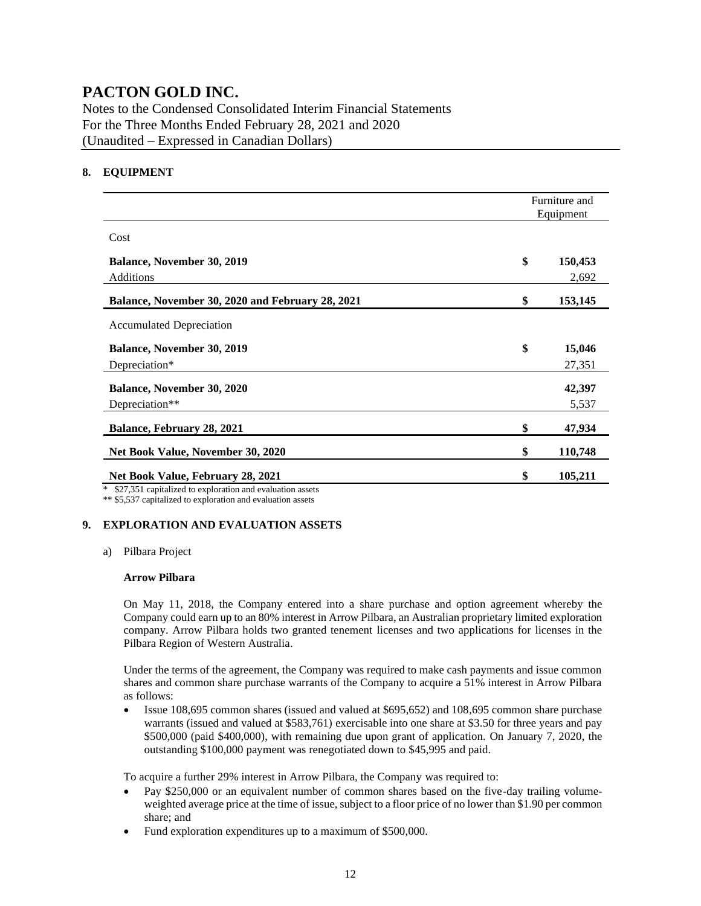# PACTON GOLD INC.

Notes to the Condensed Consolidated Interim Financial Statements
For the Three Months Ended February 28, 2021 and 2020
(Unaudited – Expressed in Canadian Dollars)

## 8. EQUIPMENT

| | Furniture and Equipment |
|---|---|
| Cost | |
| **Balance, November 30, 2019** | **$ 150,453** |
| Additions | 2,692 |
| **Balance, November 30, 2020 and February 28, 2021** | **$ 153,145** |
| Accumulated Depreciation | |
| **Balance, November 30, 2019** | **$ 15,046** |
| Depreciation* | 27,351 |
| **Balance, November 30, 2020** | **42,397** |
| Depreciation** | 5,537 |
| **Balance, February 28, 2021** | **$ 47,934** |
| **Net Book Value, November 30, 2020** | **$ 110,748** |
| **Net Book Value, February 28, 2021** | **$ 105,211** |

\* $27,351 capitalized to exploration and evaluation assets

\*\* $5,537 capitalized to exploration and evaluation assets

## 9. EXPLORATION AND EVALUATION ASSETS

a) Pilbara Project

**Arrow Pilbara**

On May 11, 2018, the Company entered into a share purchase and option agreement whereby the Company could earn up to an 80% interest in Arrow Pilbara, an Australian proprietary limited exploration company. Arrow Pilbara holds two granted tenement licenses and two applications for licenses in the Pilbara Region of Western Australia.

Under the terms of the agreement, the Company was required to make cash payments and issue common shares and common share purchase warrants of the Company to acquire a 51% interest in Arrow Pilbara as follows:

- Issue 108,695 common shares (issued and valued at $695,652) and 108,695 common share purchase warrants (issued and valued at $583,761) exercisable into one share at $3.50 for three years and pay $500,000 (paid $400,000), with remaining due upon grant of application. On January 7, 2020, the outstanding $100,000 payment was renegotiated down to $45,995 and paid.

To acquire a further 29% interest in Arrow Pilbara, the Company was required to:

- Pay $250,000 or an equivalent number of common shares based on the five-day trailing volume-weighted average price at the time of issue, subject to a floor price of no lower than $1.90 per common share; and
- Fund exploration expenditures up to a maximum of $500,000.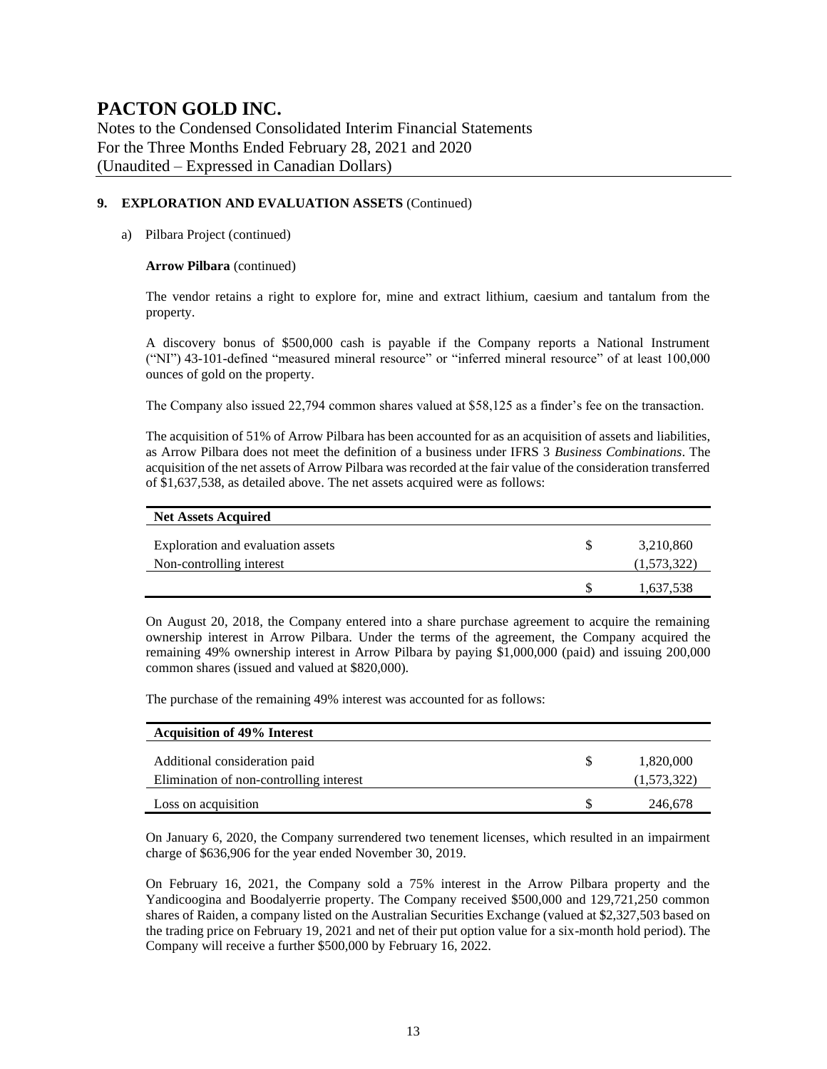### 9. EXPLORATION AND EVALUATION ASSETS (Continued)

a) Pilbara Project (continued)

**Arrow Pilbara** (continued)

The vendor retains a right to explore for, mine and extract lithium, caesium and tantalum from the property.

A discovery bonus of $500,000 cash is payable if the Company reports a National Instrument ("NI") 43-101-defined "measured mineral resource" or "inferred mineral resource" of at least 100,000 ounces of gold on the property.

The Company also issued 22,794 common shares valued at $58,125 as a finder's fee on the transaction.

The acquisition of 51% of Arrow Pilbara has been accounted for as an acquisition of assets and liabilities, as Arrow Pilbara does not meet the definition of a business under IFRS 3 *Business Combinations*. The acquisition of the net assets of Arrow Pilbara was recorded at the fair value of the consideration transferred of $1,637,538, as detailed above. The net assets acquired were as follows:

| **Net Assets Acquired** | | |
|---|---|---|
| Exploration and evaluation assets | $ | 3,210,860 |
| Non-controlling interest | | (1,573,322) |
| | $ | 1,637,538 |

On August 20, 2018, the Company entered into a share purchase agreement to acquire the remaining ownership interest in Arrow Pilbara. Under the terms of the agreement, the Company acquired the remaining 49% ownership interest in Arrow Pilbara by paying $1,000,000 (paid) and issuing 200,000 common shares (issued and valued at $820,000).

The purchase of the remaining 49% interest was accounted for as follows:

| **Acquisition of 49% Interest** | | |
|---|---|---|
| Additional consideration paid | $ | 1,820,000 |
| Elimination of non-controlling interest | | (1,573,322) |
| Loss on acquisition | $ | 246,678 |

On January 6, 2020, the Company surrendered two tenement licenses, which resulted in an impairment charge of $636,906 for the year ended November 30, 2019.

On February 16, 2021, the Company sold a 75% interest in the Arrow Pilbara property and the Yandicoogina and Boodalyerrie property. The Company received $500,000 and 129,721,250 common shares of Raiden, a company listed on the Australian Securities Exchange (valued at $2,327,503 based on the trading price on February 19, 2021 and net of their put option value for a six-month hold period). The Company will receive a further $500,000 by February 16, 2022.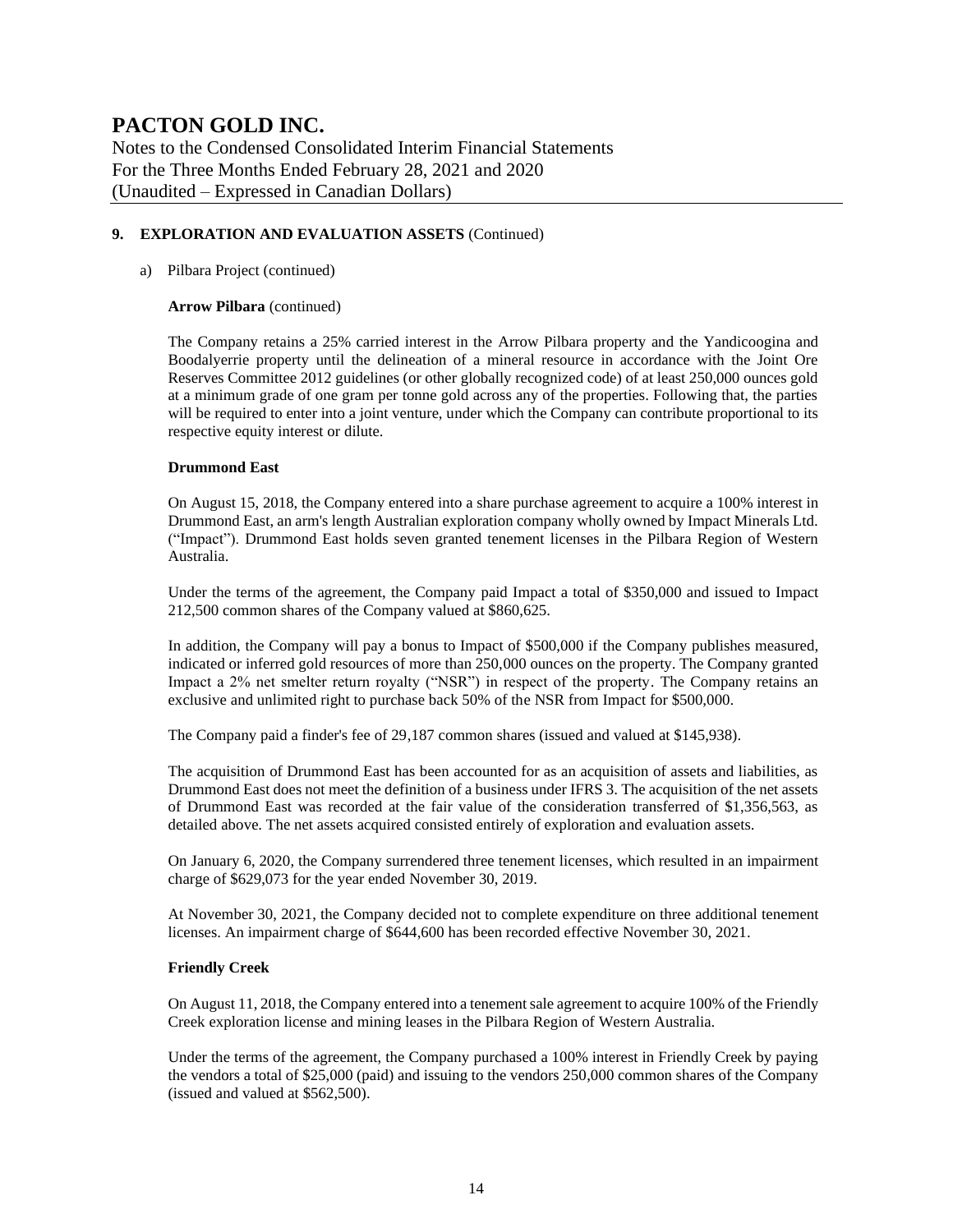## 9. EXPLORATION AND EVALUATION ASSETS (Continued)

a) Pilbara Project (continued)

**Arrow Pilbara** (continued)

The Company retains a 25% carried interest in the Arrow Pilbara property and the Yandicoogina and Boodalyerrie property until the delineation of a mineral resource in accordance with the Joint Ore Reserves Committee 2012 guidelines (or other globally recognized code) of at least 250,000 ounces gold at a minimum grade of one gram per tonne gold across any of the properties. Following that, the parties will be required to enter into a joint venture, under which the Company can contribute proportional to its respective equity interest or dilute.

**Drummond East**

On August 15, 2018, the Company entered into a share purchase agreement to acquire a 100% interest in Drummond East, an arm's length Australian exploration company wholly owned by Impact Minerals Ltd. ("Impact"). Drummond East holds seven granted tenement licenses in the Pilbara Region of Western Australia.

Under the terms of the agreement, the Company paid Impact a total of $350,000 and issued to Impact 212,500 common shares of the Company valued at $860,625.

In addition, the Company will pay a bonus to Impact of $500,000 if the Company publishes measured, indicated or inferred gold resources of more than 250,000 ounces on the property. The Company granted Impact a 2% net smelter return royalty ("NSR") in respect of the property. The Company retains an exclusive and unlimited right to purchase back 50% of the NSR from Impact for $500,000.

The Company paid a finder's fee of 29,187 common shares (issued and valued at $145,938).

The acquisition of Drummond East has been accounted for as an acquisition of assets and liabilities, as Drummond East does not meet the definition of a business under IFRS 3. The acquisition of the net assets of Drummond East was recorded at the fair value of the consideration transferred of $1,356,563, as detailed above. The net assets acquired consisted entirely of exploration and evaluation assets.

On January 6, 2020, the Company surrendered three tenement licenses, which resulted in an impairment charge of $629,073 for the year ended November 30, 2019.

At November 30, 2021, the Company decided not to complete expenditure on three additional tenement licenses. An impairment charge of $644,600 has been recorded effective November 30, 2021.

**Friendly Creek**

On August 11, 2018, the Company entered into a tenement sale agreement to acquire 100% of the Friendly Creek exploration license and mining leases in the Pilbara Region of Western Australia.

Under the terms of the agreement, the Company purchased a 100% interest in Friendly Creek by paying the vendors a total of $25,000 (paid) and issuing to the vendors 250,000 common shares of the Company (issued and valued at $562,500).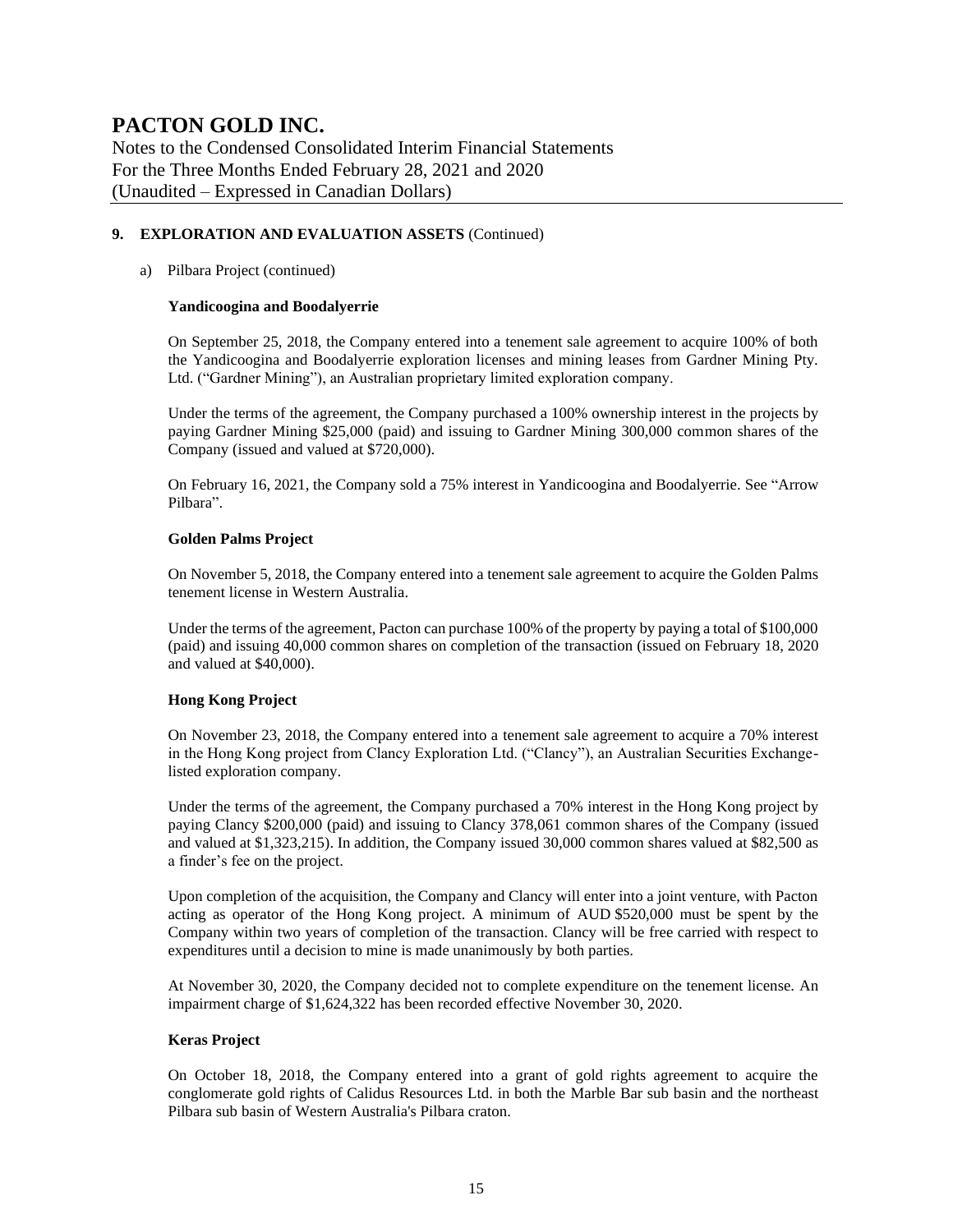**9. EXPLORATION AND EVALUATION ASSETS** (Continued)

a) Pilbara Project (continued)

**Yandicoogina and Boodalyerrie**

On September 25, 2018, the Company entered into a tenement sale agreement to acquire 100% of both the Yandicoogina and Boodalyerrie exploration licenses and mining leases from Gardner Mining Pty. Ltd. ("Gardner Mining"), an Australian proprietary limited exploration company.

Under the terms of the agreement, the Company purchased a 100% ownership interest in the projects by paying Gardner Mining $25,000 (paid) and issuing to Gardner Mining 300,000 common shares of the Company (issued and valued at $720,000).

On February 16, 2021, the Company sold a 75% interest in Yandicoogina and Boodalyerrie. See "Arrow Pilbara".

**Golden Palms Project**

On November 5, 2018, the Company entered into a tenement sale agreement to acquire the Golden Palms tenement license in Western Australia.

Under the terms of the agreement, Pacton can purchase 100% of the property by paying a total of $100,000 (paid) and issuing 40,000 common shares on completion of the transaction (issued on February 18, 2020 and valued at $40,000).

**Hong Kong Project**

On November 23, 2018, the Company entered into a tenement sale agreement to acquire a 70% interest in the Hong Kong project from Clancy Exploration Ltd. ("Clancy"), an Australian Securities Exchange-listed exploration company.

Under the terms of the agreement, the Company purchased a 70% interest in the Hong Kong project by paying Clancy $200,000 (paid) and issuing to Clancy 378,061 common shares of the Company (issued and valued at $1,323,215). In addition, the Company issued 30,000 common shares valued at $82,500 as a finder's fee on the project.

Upon completion of the acquisition, the Company and Clancy will enter into a joint venture, with Pacton acting as operator of the Hong Kong project. A minimum of AUD $520,000 must be spent by the Company within two years of completion of the transaction. Clancy will be free carried with respect to expenditures until a decision to mine is made unanimously by both parties.

At November 30, 2020, the Company decided not to complete expenditure on the tenement license. An impairment charge of $1,624,322 has been recorded effective November 30, 2020.

**Keras Project**

On October 18, 2018, the Company entered into a grant of gold rights agreement to acquire the conglomerate gold rights of Calidus Resources Ltd. in both the Marble Bar sub basin and the northeast Pilbara sub basin of Western Australia's Pilbara craton.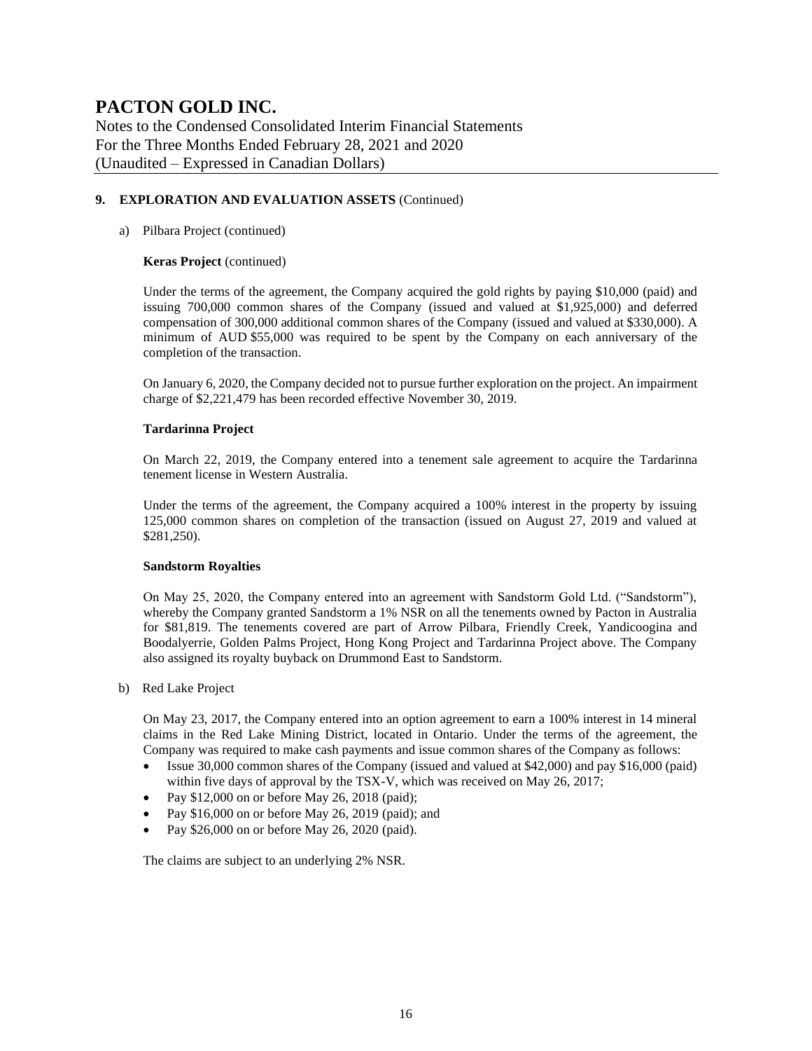## 9. EXPLORATION AND EVALUATION ASSETS (Continued)

a) Pilbara Project (continued)

**Keras Project** (continued)

Under the terms of the agreement, the Company acquired the gold rights by paying $10,000 (paid) and issuing 700,000 common shares of the Company (issued and valued at $1,925,000) and deferred compensation of 300,000 additional common shares of the Company (issued and valued at $330,000). A minimum of AUD $55,000 was required to be spent by the Company on each anniversary of the completion of the transaction.

On January 6, 2020, the Company decided not to pursue further exploration on the project. An impairment charge of $2,221,479 has been recorded effective November 30, 2019.

**Tardarinna Project**

On March 22, 2019, the Company entered into a tenement sale agreement to acquire the Tardarinna tenement license in Western Australia.

Under the terms of the agreement, the Company acquired a 100% interest in the property by issuing 125,000 common shares on completion of the transaction (issued on August 27, 2019 and valued at $281,250).

**Sandstorm Royalties**

On May 25, 2020, the Company entered into an agreement with Sandstorm Gold Ltd. ("Sandstorm"), whereby the Company granted Sandstorm a 1% NSR on all the tenements owned by Pacton in Australia for $81,819. The tenements covered are part of Arrow Pilbara, Friendly Creek, Yandicoogina and Boodalyerrie, Golden Palms Project, Hong Kong Project and Tardarinna Project above. The Company also assigned its royalty buyback on Drummond East to Sandstorm.

b) Red Lake Project

On May 23, 2017, the Company entered into an option agreement to earn a 100% interest in 14 mineral claims in the Red Lake Mining District, located in Ontario. Under the terms of the agreement, the Company was required to make cash payments and issue common shares of the Company as follows:

- Issue 30,000 common shares of the Company (issued and valued at $42,000) and pay $16,000 (paid) within five days of approval by the TSX-V, which was received on May 26, 2017;
- Pay $12,000 on or before May 26, 2018 (paid);
- Pay $16,000 on or before May 26, 2019 (paid); and
- Pay $26,000 on or before May 26, 2020 (paid).

The claims are subject to an underlying 2% NSR.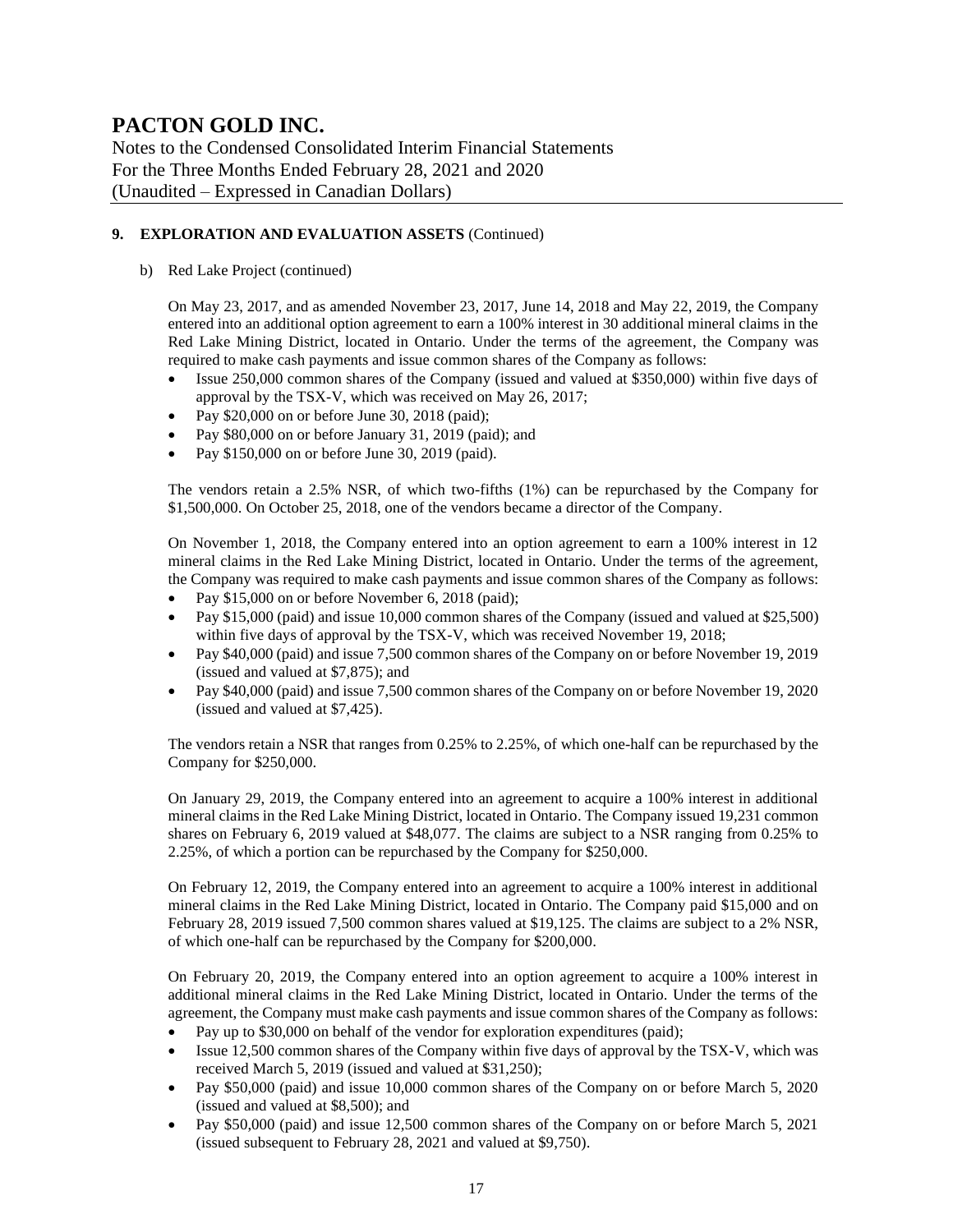## 9. EXPLORATION AND EVALUATION ASSETS (Continued)

b) Red Lake Project (continued)

On May 23, 2017, and as amended November 23, 2017, June 14, 2018 and May 22, 2019, the Company entered into an additional option agreement to earn a 100% interest in 30 additional mineral claims in the Red Lake Mining District, located in Ontario. Under the terms of the agreement, the Company was required to make cash payments and issue common shares of the Company as follows:

- Issue 250,000 common shares of the Company (issued and valued at $350,000) within five days of approval by the TSX-V, which was received on May 26, 2017;
- Pay $20,000 on or before June 30, 2018 (paid);
- Pay $80,000 on or before January 31, 2019 (paid); and
- Pay $150,000 on or before June 30, 2019 (paid).

The vendors retain a 2.5% NSR, of which two-fifths (1%) can be repurchased by the Company for $1,500,000. On October 25, 2018, one of the vendors became a director of the Company.

On November 1, 2018, the Company entered into an option agreement to earn a 100% interest in 12 mineral claims in the Red Lake Mining District, located in Ontario. Under the terms of the agreement, the Company was required to make cash payments and issue common shares of the Company as follows:

- Pay $15,000 on or before November 6, 2018 (paid);
- Pay $15,000 (paid) and issue 10,000 common shares of the Company (issued and valued at $25,500) within five days of approval by the TSX-V, which was received November 19, 2018;
- Pay $40,000 (paid) and issue 7,500 common shares of the Company on or before November 19, 2019 (issued and valued at $7,875); and
- Pay $40,000 (paid) and issue 7,500 common shares of the Company on or before November 19, 2020 (issued and valued at $7,425).

The vendors retain a NSR that ranges from 0.25% to 2.25%, of which one-half can be repurchased by the Company for $250,000.

On January 29, 2019, the Company entered into an agreement to acquire a 100% interest in additional mineral claims in the Red Lake Mining District, located in Ontario. The Company issued 19,231 common shares on February 6, 2019 valued at $48,077. The claims are subject to a NSR ranging from 0.25% to 2.25%, of which a portion can be repurchased by the Company for $250,000.

On February 12, 2019, the Company entered into an agreement to acquire a 100% interest in additional mineral claims in the Red Lake Mining District, located in Ontario. The Company paid $15,000 and on February 28, 2019 issued 7,500 common shares valued at $19,125. The claims are subject to a 2% NSR, of which one-half can be repurchased by the Company for $200,000.

On February 20, 2019, the Company entered into an option agreement to acquire a 100% interest in additional mineral claims in the Red Lake Mining District, located in Ontario. Under the terms of the agreement, the Company must make cash payments and issue common shares of the Company as follows:

- Pay up to $30,000 on behalf of the vendor for exploration expenditures (paid);
- Issue 12,500 common shares of the Company within five days of approval by the TSX-V, which was received March 5, 2019 (issued and valued at $31,250);
- Pay $50,000 (paid) and issue 10,000 common shares of the Company on or before March 5, 2020 (issued and valued at $8,500); and
- Pay $50,000 (paid) and issue 12,500 common shares of the Company on or before March 5, 2021 (issued subsequent to February 28, 2021 and valued at $9,750).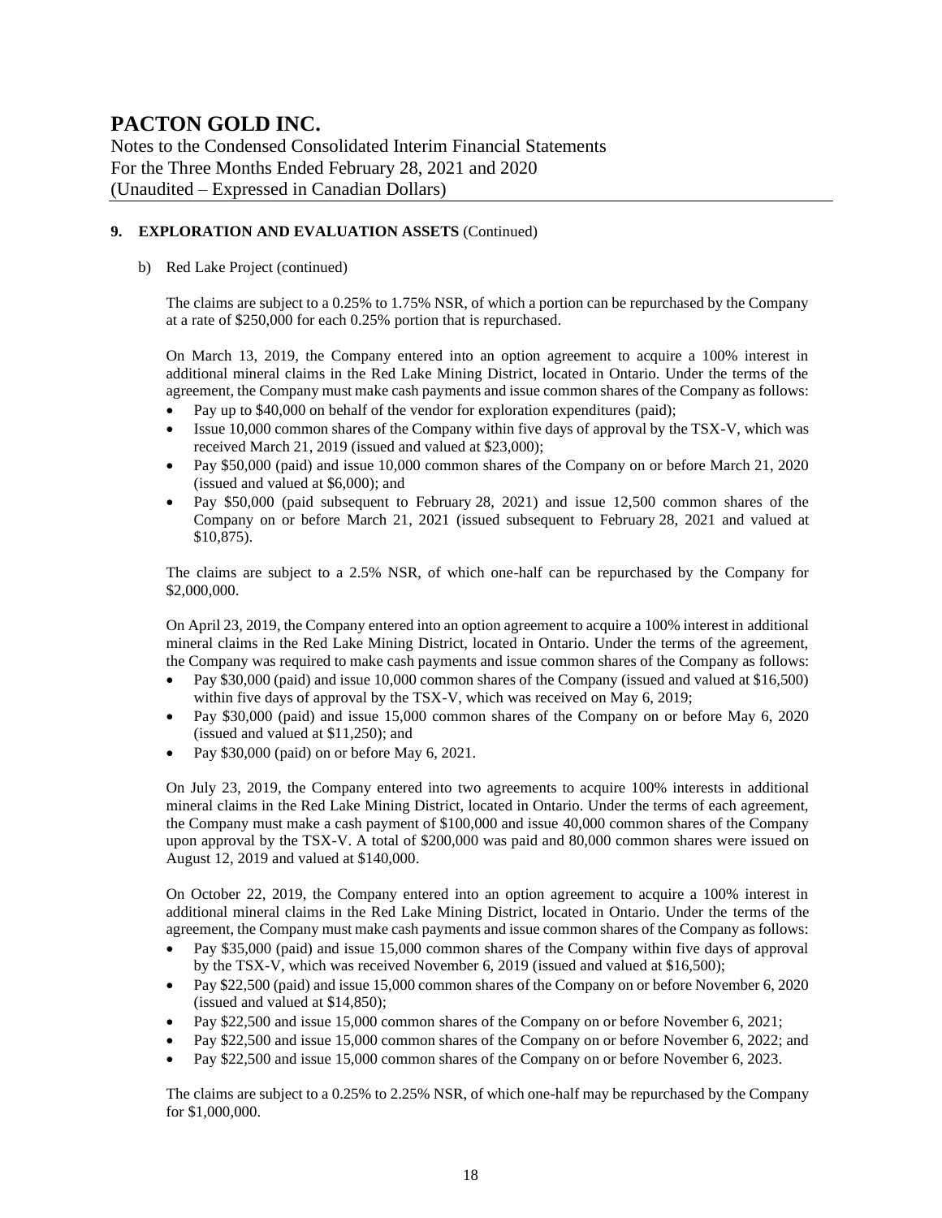## 9. EXPLORATION AND EVALUATION ASSETS (Continued)

b) Red Lake Project (continued)

The claims are subject to a 0.25% to 1.75% NSR, of which a portion can be repurchased by the Company at a rate of $250,000 for each 0.25% portion that is repurchased.

On March 13, 2019, the Company entered into an option agreement to acquire a 100% interest in additional mineral claims in the Red Lake Mining District, located in Ontario. Under the terms of the agreement, the Company must make cash payments and issue common shares of the Company as follows:

- Pay up to $40,000 on behalf of the vendor for exploration expenditures (paid);
- Issue 10,000 common shares of the Company within five days of approval by the TSX-V, which was received March 21, 2019 (issued and valued at $23,000);
- Pay $50,000 (paid) and issue 10,000 common shares of the Company on or before March 21, 2020 (issued and valued at $6,000); and
- Pay $50,000 (paid subsequent to February 28, 2021) and issue 12,500 common shares of the Company on or before March 21, 2021 (issued subsequent to February 28, 2021 and valued at $10,875).

The claims are subject to a 2.5% NSR, of which one-half can be repurchased by the Company for $2,000,000.

On April 23, 2019, the Company entered into an option agreement to acquire a 100% interest in additional mineral claims in the Red Lake Mining District, located in Ontario. Under the terms of the agreement, the Company was required to make cash payments and issue common shares of the Company as follows:

- Pay $30,000 (paid) and issue 10,000 common shares of the Company (issued and valued at $16,500) within five days of approval by the TSX-V, which was received on May 6, 2019;
- Pay $30,000 (paid) and issue 15,000 common shares of the Company on or before May 6, 2020 (issued and valued at $11,250); and
- Pay $30,000 (paid) on or before May 6, 2021.

On July 23, 2019, the Company entered into two agreements to acquire 100% interests in additional mineral claims in the Red Lake Mining District, located in Ontario. Under the terms of each agreement, the Company must make a cash payment of $100,000 and issue 40,000 common shares of the Company upon approval by the TSX-V. A total of $200,000 was paid and 80,000 common shares were issued on August 12, 2019 and valued at $140,000.

On October 22, 2019, the Company entered into an option agreement to acquire a 100% interest in additional mineral claims in the Red Lake Mining District, located in Ontario. Under the terms of the agreement, the Company must make cash payments and issue common shares of the Company as follows:

- Pay $35,000 (paid) and issue 15,000 common shares of the Company within five days of approval by the TSX-V, which was received November 6, 2019 (issued and valued at $16,500);
- Pay $22,500 (paid) and issue 15,000 common shares of the Company on or before November 6, 2020 (issued and valued at $14,850);
- Pay $22,500 and issue 15,000 common shares of the Company on or before November 6, 2021;
- Pay $22,500 and issue 15,000 common shares of the Company on or before November 6, 2022; and
- Pay $22,500 and issue 15,000 common shares of the Company on or before November 6, 2023.

The claims are subject to a 0.25% to 2.25% NSR, of which one-half may be repurchased by the Company for $1,000,000.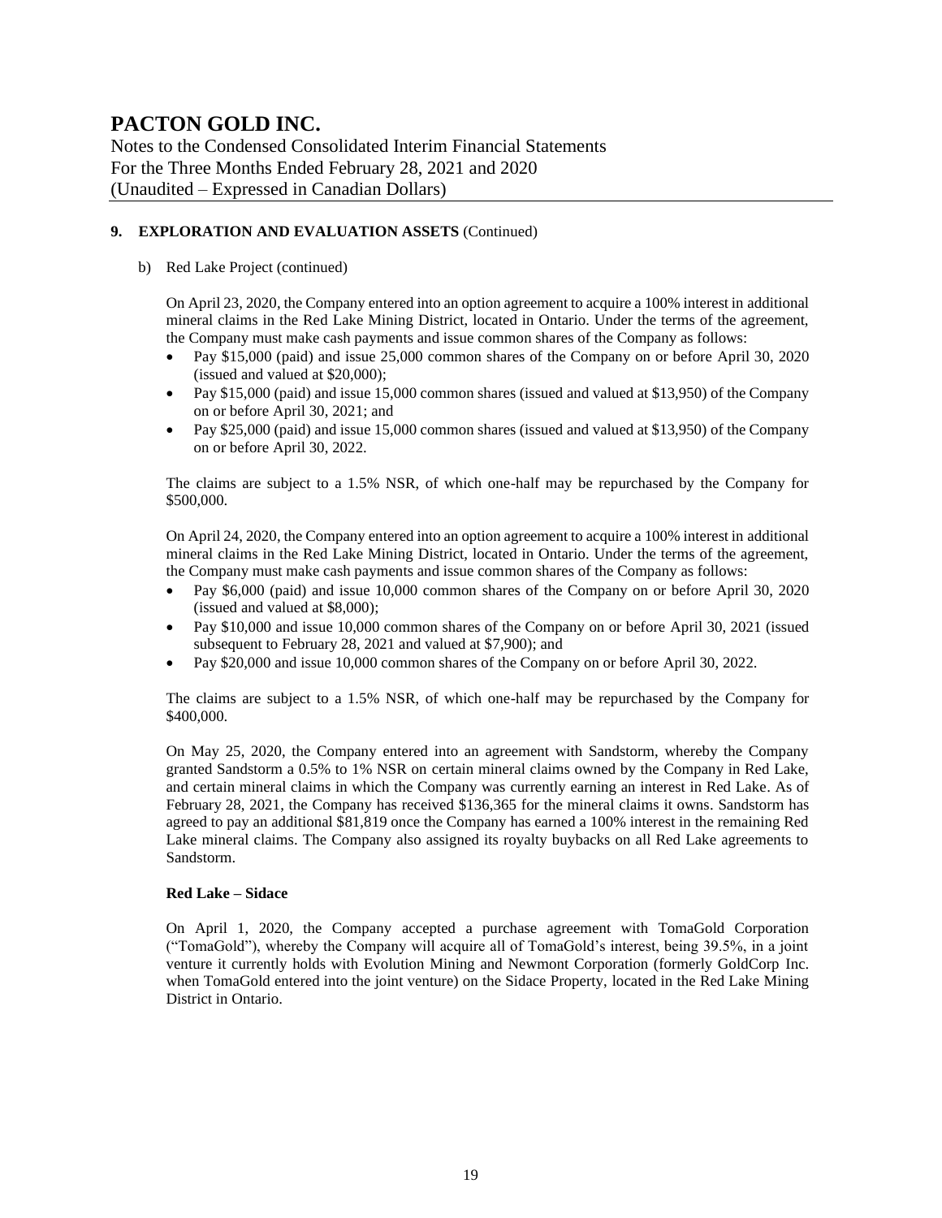## 9. EXPLORATION AND EVALUATION ASSETS (Continued)

b) Red Lake Project (continued)

On April 23, 2020, the Company entered into an option agreement to acquire a 100% interest in additional mineral claims in the Red Lake Mining District, located in Ontario. Under the terms of the agreement, the Company must make cash payments and issue common shares of the Company as follows:

- Pay $15,000 (paid) and issue 25,000 common shares of the Company on or before April 30, 2020 (issued and valued at $20,000);
- Pay $15,000 (paid) and issue 15,000 common shares (issued and valued at $13,950) of the Company on or before April 30, 2021; and
- Pay $25,000 (paid) and issue 15,000 common shares (issued and valued at $13,950) of the Company on or before April 30, 2022.

The claims are subject to a 1.5% NSR, of which one-half may be repurchased by the Company for $500,000.

On April 24, 2020, the Company entered into an option agreement to acquire a 100% interest in additional mineral claims in the Red Lake Mining District, located in Ontario. Under the terms of the agreement, the Company must make cash payments and issue common shares of the Company as follows:

- Pay $6,000 (paid) and issue 10,000 common shares of the Company on or before April 30, 2020 (issued and valued at $8,000);
- Pay $10,000 and issue 10,000 common shares of the Company on or before April 30, 2021 (issued subsequent to February 28, 2021 and valued at $7,900); and
- Pay $20,000 and issue 10,000 common shares of the Company on or before April 30, 2022.

The claims are subject to a 1.5% NSR, of which one-half may be repurchased by the Company for $400,000.

On May 25, 2020, the Company entered into an agreement with Sandstorm, whereby the Company granted Sandstorm a 0.5% to 1% NSR on certain mineral claims owned by the Company in Red Lake, and certain mineral claims in which the Company was currently earning an interest in Red Lake. As of February 28, 2021, the Company has received $136,365 for the mineral claims it owns. Sandstorm has agreed to pay an additional $81,819 once the Company has earned a 100% interest in the remaining Red Lake mineral claims. The Company also assigned its royalty buybacks on all Red Lake agreements to Sandstorm.

**Red Lake – Sidace**

On April 1, 2020, the Company accepted a purchase agreement with TomaGold Corporation ("TomaGold"), whereby the Company will acquire all of TomaGold's interest, being 39.5%, in a joint venture it currently holds with Evolution Mining and Newmont Corporation (formerly GoldCorp Inc. when TomaGold entered into the joint venture) on the Sidace Property, located in the Red Lake Mining District in Ontario.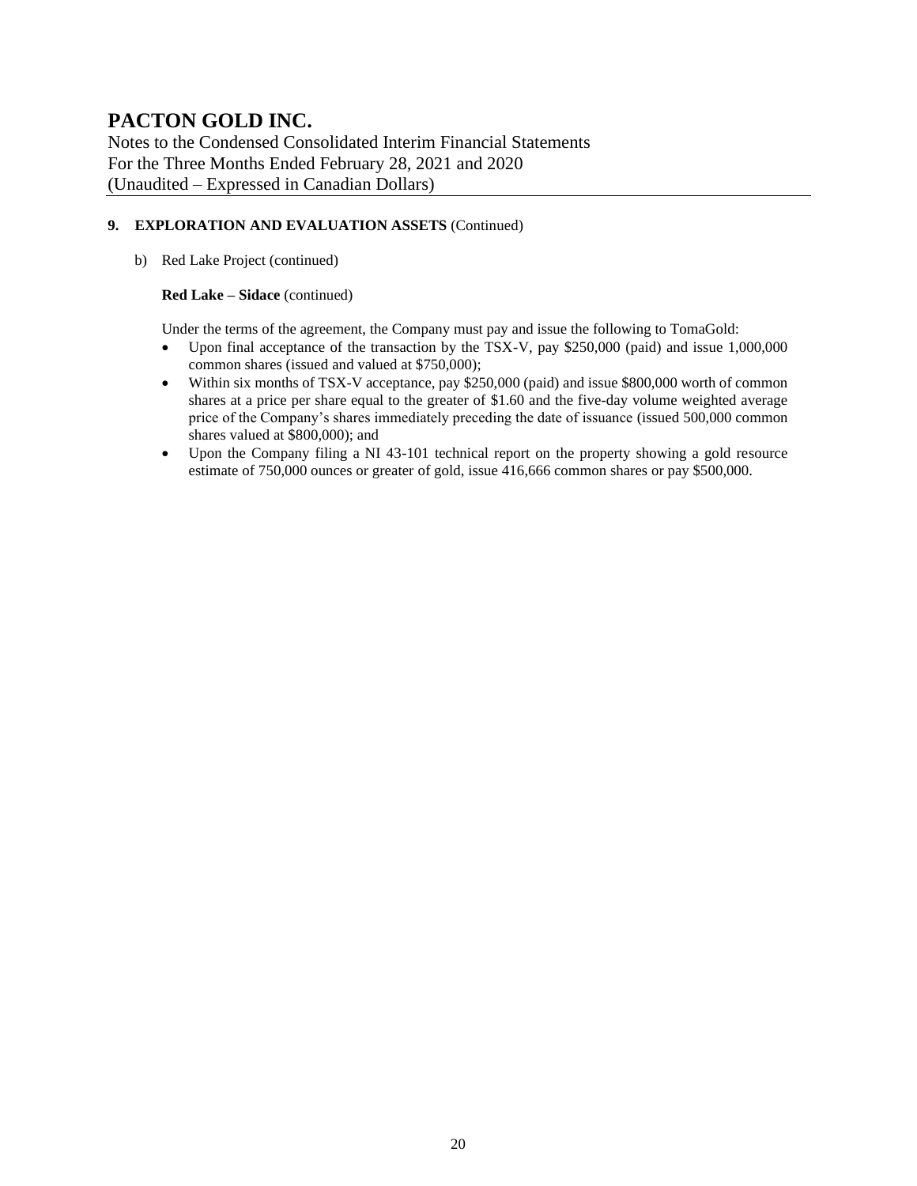## 9. EXPLORATION AND EVALUATION ASSETS (Continued)

b) Red Lake Project (continued)

**Red Lake – Sidace** (continued)

Under the terms of the agreement, the Company must pay and issue the following to TomaGold:

- Upon final acceptance of the transaction by the TSX-V, pay $250,000 (paid) and issue 1,000,000 common shares (issued and valued at $750,000);
- Within six months of TSX-V acceptance, pay $250,000 (paid) and issue $800,000 worth of common shares at a price per share equal to the greater of $1.60 and the five-day volume weighted average price of the Company's shares immediately preceding the date of issuance (issued 500,000 common shares valued at $800,000); and
- Upon the Company filing a NI 43-101 technical report on the property showing a gold resource estimate of 750,000 ounces or greater of gold, issue 416,666 common shares or pay $500,000.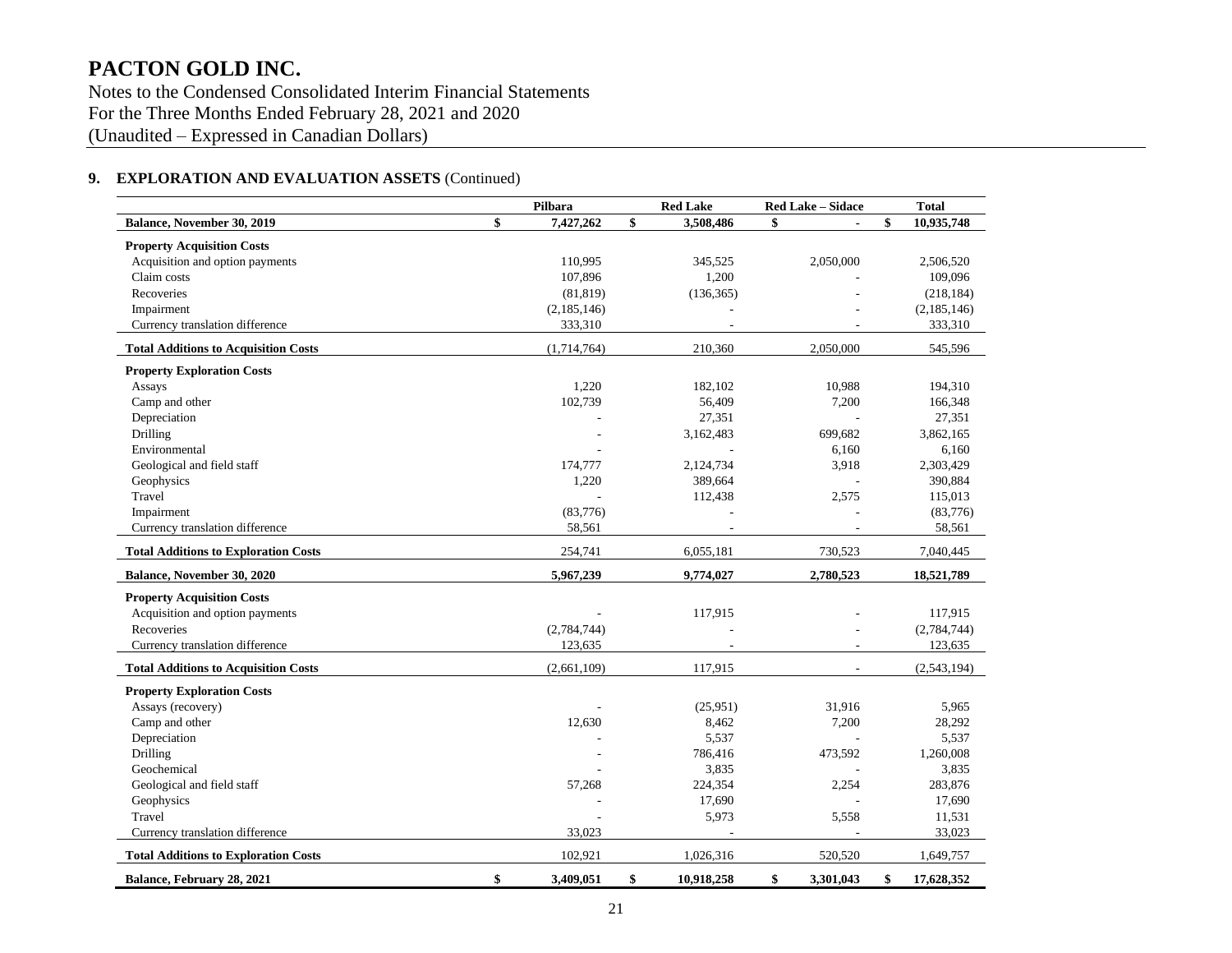## 9. EXPLORATION AND EVALUATION ASSETS (Continued)

| | Pilbara | Red Lake | Red Lake – Sidace | Total |
|---|---|---|---|---|
| **Balance, November 30, 2019** | **$ 7,427,262** | **$ 3,508,486** | **$ -** | **$ 10,935,748** |
| **Property Acquisition Costs** | | | | |
| Acquisition and option payments | 110,995 | 345,525 | 2,050,000 | 2,506,520 |
| Claim costs | 107,896 | 1,200 | - | 109,096 |
| Recoveries | (81,819) | (136,365) | - | (218,184) |
| Impairment | (2,185,146) | - | - | (2,185,146) |
| Currency translation difference | 333,310 | - | - | 333,310 |
| **Total Additions to Acquisition Costs** | (1,714,764) | 210,360 | 2,050,000 | 545,596 |
| **Property Exploration Costs** | | | | |
| Assays | 1,220 | 182,102 | 10,988 | 194,310 |
| Camp and other | 102,739 | 56,409 | 7,200 | 166,348 |
| Depreciation | - | 27,351 | - | 27,351 |
| Drilling | - | 3,162,483 | 699,682 | 3,862,165 |
| Environmental | - | - | 6,160 | 6,160 |
| Geological and field staff | 174,777 | 2,124,734 | 3,918 | 2,303,429 |
| Geophysics | 1,220 | 389,664 | - | 390,884 |
| Travel | - | 112,438 | 2,575 | 115,013 |
| Impairment | (83,776) | - | - | (83,776) |
| Currency translation difference | 58,561 | - | - | 58,561 |
| **Total Additions to Exploration Costs** | 254,741 | 6,055,181 | 730,523 | 7,040,445 |
| **Balance, November 30, 2020** | **5,967,239** | **9,774,027** | **2,780,523** | **18,521,789** |
| **Property Acquisition Costs** | | | | |
| Acquisition and option payments | - | 117,915 | - | 117,915 |
| Recoveries | (2,784,744) | - | - | (2,784,744) |
| Currency translation difference | 123,635 | - | - | 123,635 |
| **Total Additions to Acquisition Costs** | (2,661,109) | 117,915 | - | (2,543,194) |
| **Property Exploration Costs** | | | | |
| Assays (recovery) | - | (25,951) | 31,916 | 5,965 |
| Camp and other | 12,630 | 8,462 | 7,200 | 28,292 |
| Depreciation | - | 5,537 | - | 5,537 |
| Drilling | - | 786,416 | 473,592 | 1,260,008 |
| Geochemical | - | 3,835 | - | 3,835 |
| Geological and field staff | 57,268 | 224,354 | 2,254 | 283,876 |
| Geophysics | - | 17,690 | - | 17,690 |
| Travel | - | 5,973 | 5,558 | 11,531 |
| Currency translation difference | 33,023 | - | - | 33,023 |
| **Total Additions to Exploration Costs** | 102,921 | 1,026,316 | 520,520 | 1,649,757 |
| **Balance, February 28, 2021** | **$ 3,409,051** | **$ 10,918,258** | **$ 3,301,043** | **$ 17,628,352** |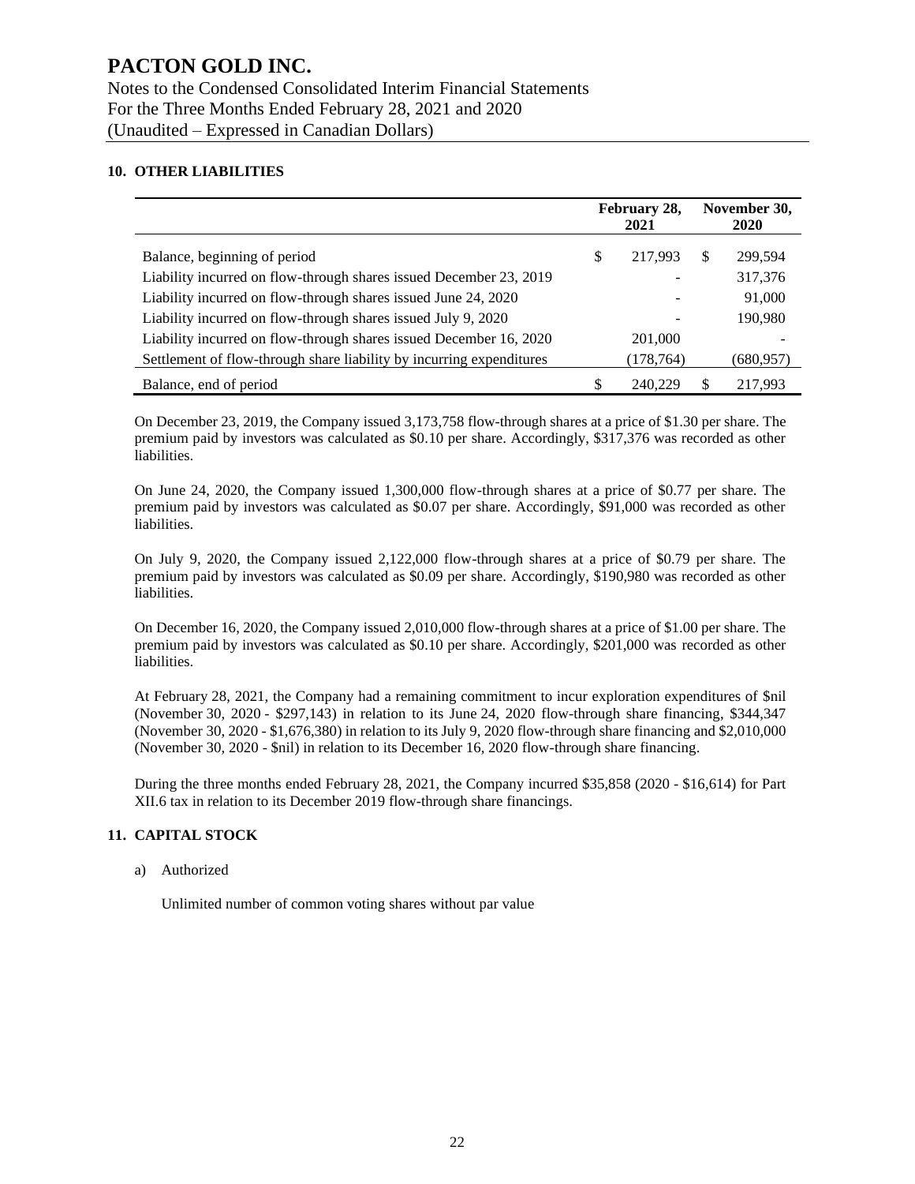## 10. OTHER LIABILITIES

| | February 28, 2021 | November 30, 2020 |
|---|---|---|
| Balance, beginning of period | $ 217,993 | $ 299,594 |
| Liability incurred on flow-through shares issued December 23, 2019 | - | 317,376 |
| Liability incurred on flow-through shares issued June 24, 2020 | - | 91,000 |
| Liability incurred on flow-through shares issued July 9, 2020 | - | 190,980 |
| Liability incurred on flow-through shares issued December 16, 2020 | 201,000 | - |
| Settlement of flow-through share liability by incurring expenditures | (178,764) | (680,957) |
| Balance, end of period | $ 240,229 | $ 217,993 |

On December 23, 2019, the Company issued 3,173,758 flow-through shares at a price of $1.30 per share. The premium paid by investors was calculated as $0.10 per share. Accordingly, $317,376 was recorded as other liabilities.

On June 24, 2020, the Company issued 1,300,000 flow-through shares at a price of $0.77 per share. The premium paid by investors was calculated as $0.07 per share. Accordingly, $91,000 was recorded as other liabilities.

On July 9, 2020, the Company issued 2,122,000 flow-through shares at a price of $0.79 per share. The premium paid by investors was calculated as $0.09 per share. Accordingly, $190,980 was recorded as other liabilities.

On December 16, 2020, the Company issued 2,010,000 flow-through shares at a price of $1.00 per share. The premium paid by investors was calculated as $0.10 per share. Accordingly, $201,000 was recorded as other liabilities.

At February 28, 2021, the Company had a remaining commitment to incur exploration expenditures of $nil (November 30, 2020 - $297,143) in relation to its June 24, 2020 flow-through share financing, $344,347 (November 30, 2020 - $1,676,380) in relation to its July 9, 2020 flow-through share financing and $2,010,000 (November 30, 2020 - $nil) in relation to its December 16, 2020 flow-through share financing.

During the three months ended February 28, 2021, the Company incurred $35,858 (2020 - $16,614) for Part XII.6 tax in relation to its December 2019 flow-through share financings.

## 11. CAPITAL STOCK

a) Authorized

Unlimited number of common voting shares without par value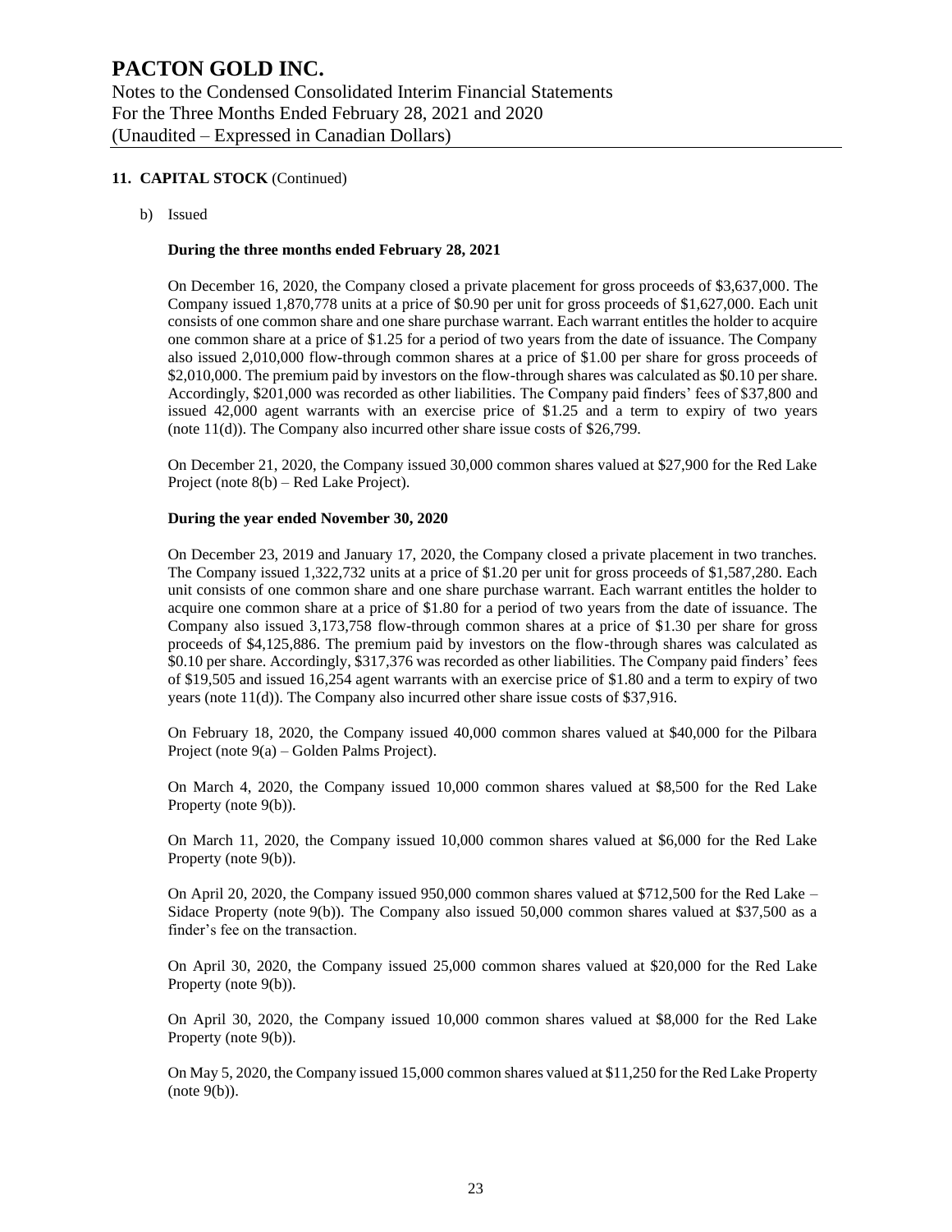## 11. CAPITAL STOCK (Continued)

b) Issued

**During the three months ended February 28, 2021**

On December 16, 2020, the Company closed a private placement for gross proceeds of $3,637,000. The Company issued 1,870,778 units at a price of $0.90 per unit for gross proceeds of $1,627,000. Each unit consists of one common share and one share purchase warrant. Each warrant entitles the holder to acquire one common share at a price of $1.25 for a period of two years from the date of issuance. The Company also issued 2,010,000 flow-through common shares at a price of $1.00 per share for gross proceeds of $2,010,000. The premium paid by investors on the flow-through shares was calculated as $0.10 per share. Accordingly, $201,000 was recorded as other liabilities. The Company paid finders' fees of $37,800 and issued 42,000 agent warrants with an exercise price of $1.25 and a term to expiry of two years (note 11(d)). The Company also incurred other share issue costs of $26,799.

On December 21, 2020, the Company issued 30,000 common shares valued at $27,900 for the Red Lake Project (note 8(b) – Red Lake Project).

**During the year ended November 30, 2020**

On December 23, 2019 and January 17, 2020, the Company closed a private placement in two tranches. The Company issued 1,322,732 units at a price of $1.20 per unit for gross proceeds of $1,587,280. Each unit consists of one common share and one share purchase warrant. Each warrant entitles the holder to acquire one common share at a price of $1.80 for a period of two years from the date of issuance. The Company also issued 3,173,758 flow-through common shares at a price of $1.30 per share for gross proceeds of $4,125,886. The premium paid by investors on the flow-through shares was calculated as $0.10 per share. Accordingly, $317,376 was recorded as other liabilities. The Company paid finders' fees of $19,505 and issued 16,254 agent warrants with an exercise price of $1.80 and a term to expiry of two years (note 11(d)). The Company also incurred other share issue costs of $37,916.

On February 18, 2020, the Company issued 40,000 common shares valued at $40,000 for the Pilbara Project (note 9(a) – Golden Palms Project).

On March 4, 2020, the Company issued 10,000 common shares valued at $8,500 for the Red Lake Property (note 9(b)).

On March 11, 2020, the Company issued 10,000 common shares valued at $6,000 for the Red Lake Property (note 9(b)).

On April 20, 2020, the Company issued 950,000 common shares valued at $712,500 for the Red Lake – Sidace Property (note 9(b)). The Company also issued 50,000 common shares valued at $37,500 as a finder's fee on the transaction.

On April 30, 2020, the Company issued 25,000 common shares valued at $20,000 for the Red Lake Property (note 9(b)).

On April 30, 2020, the Company issued 10,000 common shares valued at $8,000 for the Red Lake Property (note 9(b)).

On May 5, 2020, the Company issued 15,000 common shares valued at $11,250 for the Red Lake Property (note 9(b)).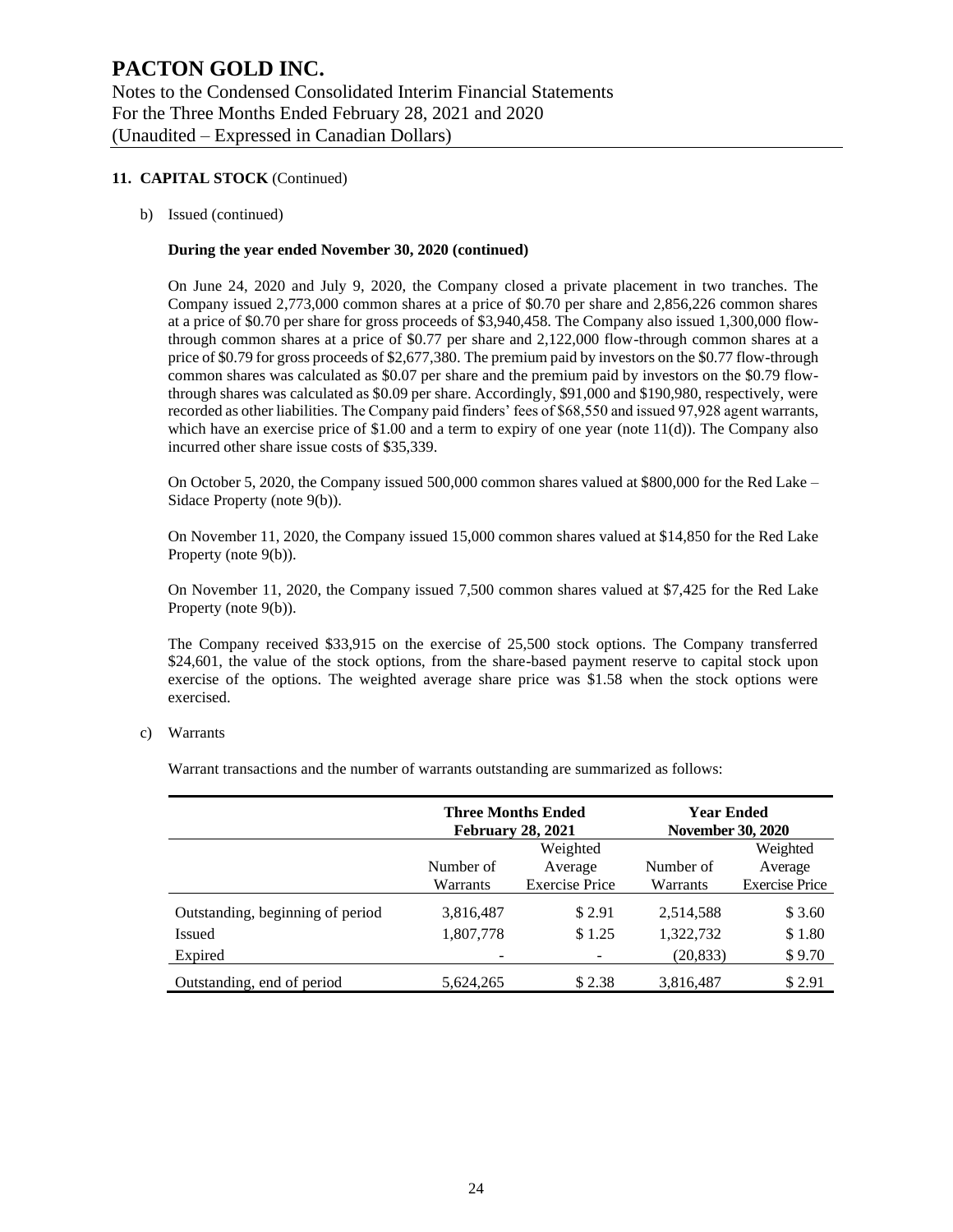**11. CAPITAL STOCK** (Continued)

b) Issued (continued)

**During the year ended November 30, 2020 (continued)**

On June 24, 2020 and July 9, 2020, the Company closed a private placement in two tranches. The Company issued 2,773,000 common shares at a price of $0.70 per share and 2,856,226 common shares at a price of $0.70 per share for gross proceeds of $3,940,458. The Company also issued 1,300,000 flow-through common shares at a price of $0.77 per share and 2,122,000 flow-through common shares at a price of $0.79 for gross proceeds of $2,677,380. The premium paid by investors on the $0.77 flow-through common shares was calculated as $0.07 per share and the premium paid by investors on the $0.79 flow-through shares was calculated as $0.09 per share. Accordingly, $91,000 and $190,980, respectively, were recorded as other liabilities. The Company paid finders' fees of $68,550 and issued 97,928 agent warrants, which have an exercise price of $1.00 and a term to expiry of one year (note 11(d)). The Company also incurred other share issue costs of $35,339.

On October 5, 2020, the Company issued 500,000 common shares valued at $800,000 for the Red Lake – Sidace Property (note 9(b)).

On November 11, 2020, the Company issued 15,000 common shares valued at $14,850 for the Red Lake Property (note 9(b)).

On November 11, 2020, the Company issued 7,500 common shares valued at $7,425 for the Red Lake Property (note 9(b)).

The Company received $33,915 on the exercise of 25,500 stock options. The Company transferred $24,601, the value of the stock options, from the share-based payment reserve to capital stock upon exercise of the options. The weighted average share price was $1.58 when the stock options were exercised.

c) Warrants

Warrant transactions and the number of warrants outstanding are summarized as follows:

| | **Three Months Ended February 28, 2021** | | **Year Ended November 30, 2020** | |
|---|---|---|---|---|
| | Number of Warrants | Weighted Average Exercise Price | Number of Warrants | Weighted Average Exercise Price |
| Outstanding, beginning of period | 3,816,487 | $ 2.91 | 2,514,588 | $ 3.60 |
| Issued | 1,807,778 | $ 1.25 | 1,322,732 | $ 1.80 |
| Expired | - | - | (20,833) | $ 9.70 |
| Outstanding, end of period | 5,624,265 | $ 2.38 | 3,816,487 | $ 2.91 |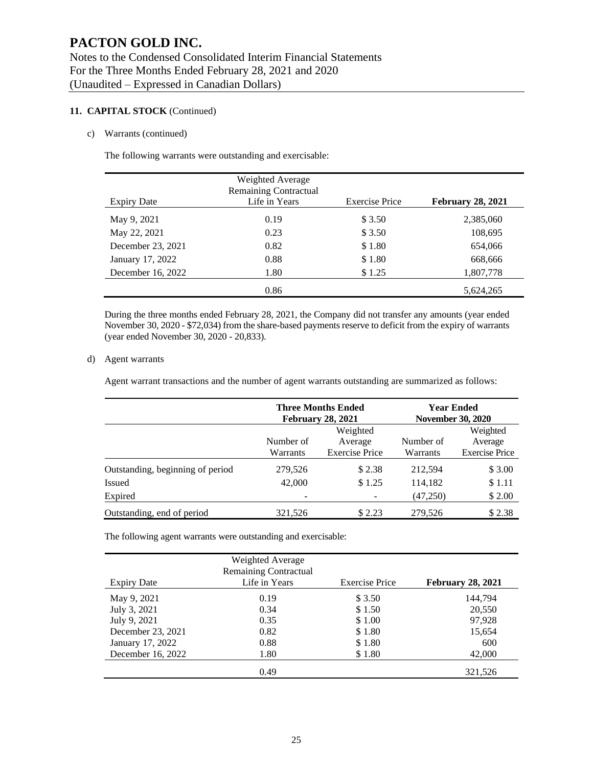## 11. CAPITAL STOCK (Continued)

c) Warrants (continued)

The following warrants were outstanding and exercisable:

| Expiry Date | Weighted Average Remaining Contractual Life in Years | Exercise Price | **February 28, 2021** |
|---|---|---|---|
| May 9, 2021 | 0.19 | $ 3.50 | 2,385,060 |
| May 22, 2021 | 0.23 | $ 3.50 | 108,695 |
| December 23, 2021 | 0.82 | $ 1.80 | 654,066 |
| January 17, 2022 | 0.88 | $ 1.80 | 668,666 |
| December 16, 2022 | 1.80 | $ 1.25 | 1,807,778 |
| | 0.86 | | 5,624,265 |

During the three months ended February 28, 2021, the Company did not transfer any amounts (year ended November 30, 2020 - $72,034) from the share-based payments reserve to deficit from the expiry of warrants (year ended November 30, 2020 - 20,833).

d) Agent warrants

Agent warrant transactions and the number of agent warrants outstanding are summarized as follows:

| | **Three Months Ended February 28, 2021** | | **Year Ended November 30, 2020** | |
|---|---|---|---|---|
| | Number of Warrants | Weighted Average Exercise Price | Number of Warrants | Weighted Average Exercise Price |
| Outstanding, beginning of period | 279,526 | $ 2.38 | 212,594 | $ 3.00 |
| Issued | 42,000 | $ 1.25 | 114,182 | $ 1.11 |
| Expired | - | - | (47,250) | $ 2.00 |
| Outstanding, end of period | 321,526 | $ 2.23 | 279,526 | $ 2.38 |

The following agent warrants were outstanding and exercisable:

| Expiry Date | Weighted Average Remaining Contractual Life in Years | Exercise Price | **February 28, 2021** |
|---|---|---|---|
| May 9, 2021 | 0.19 | $ 3.50 | 144,794 |
| July 3, 2021 | 0.34 | $ 1.50 | 20,550 |
| July 9, 2021 | 0.35 | $ 1.00 | 97,928 |
| December 23, 2021 | 0.82 | $ 1.80 | 15,654 |
| January 17, 2022 | 0.88 | $ 1.80 | 600 |
| December 16, 2022 | 1.80 | $ 1.80 | 42,000 |
| | 0.49 | | 321,526 |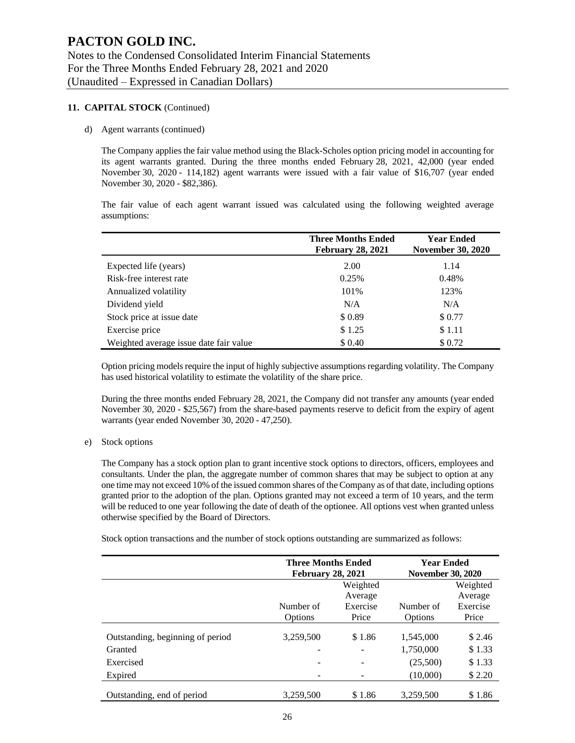**11. CAPITAL STOCK** (Continued)

d) Agent warrants (continued)

The Company applies the fair value method using the Black-Scholes option pricing model in accounting for its agent warrants granted. During the three months ended February 28, 2021, 42,000 (year ended November 30, 2020 - 114,182) agent warrants were issued with a fair value of $16,707 (year ended November 30, 2020 - $82,386).

The fair value of each agent warrant issued was calculated using the following weighted average assumptions:

| | Three Months Ended February 28, 2021 | Year Ended November 30, 2020 |
|---|---|---|
| Expected life (years) | 2.00 | 1.14 |
| Risk-free interest rate | 0.25% | 0.48% |
| Annualized volatility | 101% | 123% |
| Dividend yield | N/A | N/A |
| Stock price at issue date | $ 0.89 | $ 0.77 |
| Exercise price | $ 1.25 | $ 1.11 |
| Weighted average issue date fair value | $ 0.40 | $ 0.72 |

Option pricing models require the input of highly subjective assumptions regarding volatility. The Company has used historical volatility to estimate the volatility of the share price.

During the three months ended February 28, 2021, the Company did not transfer any amounts (year ended November 30, 2020 - $25,567) from the share-based payments reserve to deficit from the expiry of agent warrants (year ended November 30, 2020 - 47,250).

e) Stock options

The Company has a stock option plan to grant incentive stock options to directors, officers, employees and consultants. Under the plan, the aggregate number of common shares that may be subject to option at any one time may not exceed 10% of the issued common shares of the Company as of that date, including options granted prior to the adoption of the plan. Options granted may not exceed a term of 10 years, and the term will be reduced to one year following the date of death of the optionee. All options vest when granted unless otherwise specified by the Board of Directors.

Stock option transactions and the number of stock options outstanding are summarized as follows:

| | Three Months Ended February 28, 2021 | | Year Ended November 30, 2020 | |
|---|---|---|---|---|
| | Number of Options | Weighted Average Exercise Price | Number of Options | Weighted Average Exercise Price |
| Outstanding, beginning of period | 3,259,500 | $ 1.86 | 1,545,000 | $ 2.46 |
| Granted | - | - | 1,750,000 | $ 1.33 |
| Exercised | - | - | (25,500) | $ 1.33 |
| Expired | - | - | (10,000) | $ 2.20 |
| Outstanding, end of period | 3,259,500 | $ 1.86 | 3,259,500 | $ 1.86 |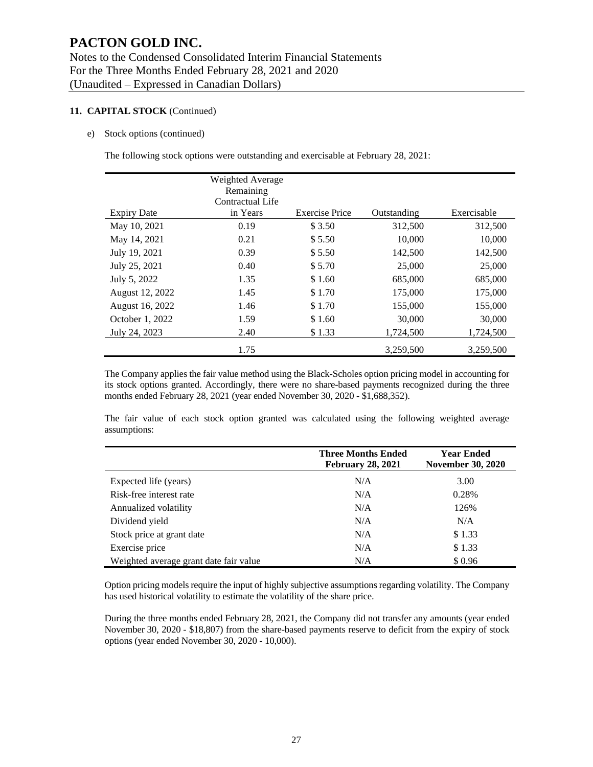# PACTON GOLD INC.

Notes to the Condensed Consolidated Interim Financial Statements
For the Three Months Ended February 28, 2021 and 2020
(Unaudited – Expressed in Canadian Dollars)

**11. CAPITAL STOCK** (Continued)

e) Stock options (continued)

The following stock options were outstanding and exercisable at February 28, 2021:

| Expiry Date | Weighted Average Remaining Contractual Life in Years | Exercise Price | Outstanding | Exercisable |
|---|---|---|---|---|
| May 10, 2021 | 0.19 | $ 3.50 | 312,500 | 312,500 |
| May 14, 2021 | 0.21 | $ 5.50 | 10,000 | 10,000 |
| July 19, 2021 | 0.39 | $ 5.50 | 142,500 | 142,500 |
| July 25, 2021 | 0.40 | $ 5.70 | 25,000 | 25,000 |
| July 5, 2022 | 1.35 | $ 1.60 | 685,000 | 685,000 |
| August 12, 2022 | 1.45 | $ 1.70 | 175,000 | 175,000 |
| August 16, 2022 | 1.46 | $ 1.70 | 155,000 | 155,000 |
| October 1, 2022 | 1.59 | $ 1.60 | 30,000 | 30,000 |
| July 24, 2023 | 2.40 | $ 1.33 | 1,724,500 | 1,724,500 |
| | 1.75 | | 3,259,500 | 3,259,500 |

The Company applies the fair value method using the Black-Scholes option pricing model in accounting for its stock options granted. Accordingly, there were no share-based payments recognized during the three months ended February 28, 2021 (year ended November 30, 2020 - $1,688,352).

The fair value of each stock option granted was calculated using the following weighted average assumptions:

| | **Three Months Ended February 28, 2021** | **Year Ended November 30, 2020** |
|---|---|---|
| Expected life (years) | N/A | 3.00 |
| Risk-free interest rate | N/A | 0.28% |
| Annualized volatility | N/A | 126% |
| Dividend yield | N/A | N/A |
| Stock price at grant date | N/A | $ 1.33 |
| Exercise price | N/A | $ 1.33 |
| Weighted average grant date fair value | N/A | $ 0.96 |

Option pricing models require the input of highly subjective assumptions regarding volatility. The Company has used historical volatility to estimate the volatility of the share price.

During the three months ended February 28, 2021, the Company did not transfer any amounts (year ended November 30, 2020 - $18,807) from the share-based payments reserve to deficit from the expiry of stock options (year ended November 30, 2020 - 10,000).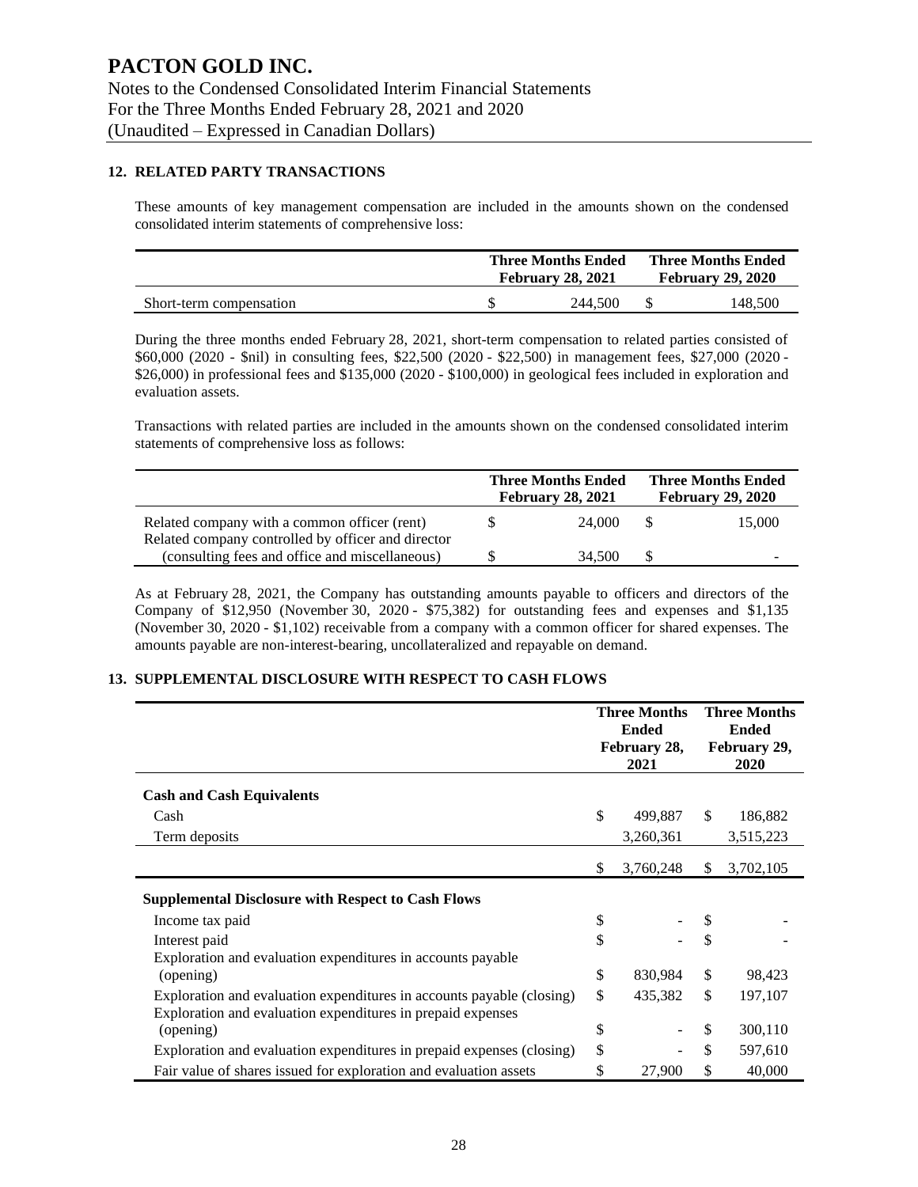## 12. RELATED PARTY TRANSACTIONS

These amounts of key management compensation are included in the amounts shown on the condensed consolidated interim statements of comprehensive loss:

| | Three Months Ended February 28, 2021 | Three Months Ended February 29, 2020 |
|---|---|---|
| Short-term compensation | $ 244,500 | $ 148,500 |

During the three months ended February 28, 2021, short-term compensation to related parties consisted of $60,000 (2020 - $nil) in consulting fees, $22,500 (2020 - $22,500) in management fees, $27,000 (2020 - $26,000) in professional fees and $135,000 (2020 - $100,000) in geological fees included in exploration and evaluation assets.

Transactions with related parties are included in the amounts shown on the condensed consolidated interim statements of comprehensive loss as follows:

| | Three Months Ended February 28, 2021 | Three Months Ended February 29, 2020 |
|---|---|---|
| Related company with a common officer (rent) | $ 24,000 | $ 15,000 |
| Related company controlled by officer and director (consulting fees and office and miscellaneous) | $ 34,500 | $ - |

As at February 28, 2021, the Company has outstanding amounts payable to officers and directors of the Company of $12,950 (November 30, 2020 - $75,382) for outstanding fees and expenses and $1,135 (November 30, 2020 - $1,102) receivable from a company with a common officer for shared expenses. The amounts payable are non-interest-bearing, uncollateralized and repayable on demand.

## 13. SUPPLEMENTAL DISCLOSURE WITH RESPECT TO CASH FLOWS

| | Three Months Ended February 28, 2021 | Three Months Ended February 29, 2020 |
|---|---|---|
| **Cash and Cash Equivalents** | | |
| Cash | $ 499,887 | $ 186,882 |
| Term deposits | 3,260,361 | 3,515,223 |
| | $ 3,760,248 | $ 3,702,105 |
| **Supplemental Disclosure with Respect to Cash Flows** | | |
| Income tax paid | $ - | $ - |
| Interest paid | $ - | $ - |
| Exploration and evaluation expenditures in accounts payable (opening) | $ 830,984 | $ 98,423 |
| Exploration and evaluation expenditures in accounts payable (closing) | $ 435,382 | $ 197,107 |
| Exploration and evaluation expenditures in prepaid expenses (opening) | $ - | $ 300,110 |
| Exploration and evaluation expenditures in prepaid expenses (closing) | $ - | $ 597,610 |
| Fair value of shares issued for exploration and evaluation assets | $ 27,900 | $ 40,000 |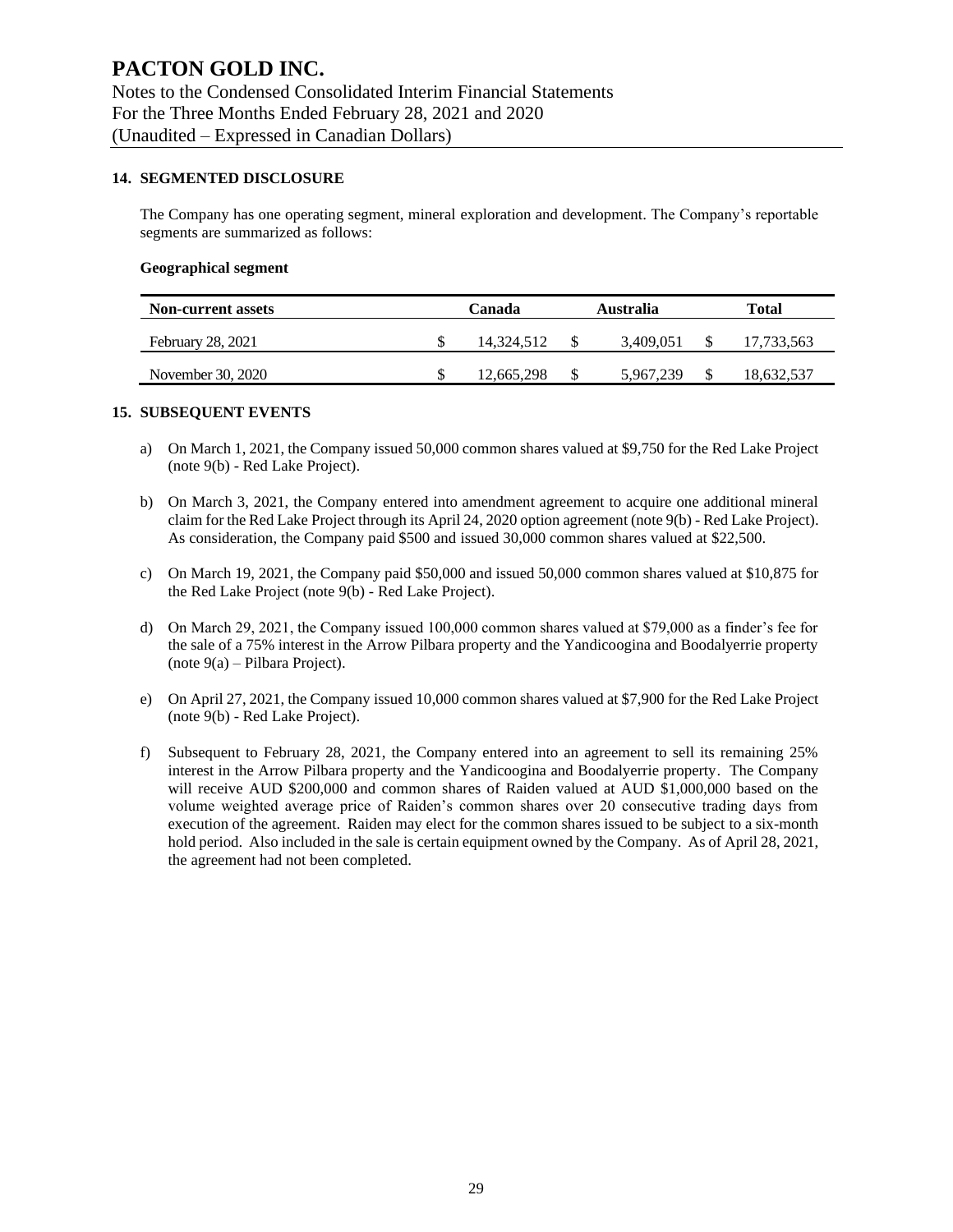### 14. SEGMENTED DISCLOSURE

The Company has one operating segment, mineral exploration and development. The Company's reportable segments are summarized as follows:

**Geographical segment**

| Non-current assets | Canada | Australia | Total |
|---|---|---|---|
| February 28, 2021 | $ 14,324,512 | $ 3,409,051 | $ 17,733,563 |
| November 30, 2020 | $ 12,665,298 | $ 5,967,239 | $ 18,632,537 |

### 15. SUBSEQUENT EVENTS

a) On March 1, 2021, the Company issued 50,000 common shares valued at $9,750 for the Red Lake Project (note 9(b) - Red Lake Project).

b) On March 3, 2021, the Company entered into amendment agreement to acquire one additional mineral claim for the Red Lake Project through its April 24, 2020 option agreement (note 9(b) - Red Lake Project). As consideration, the Company paid $500 and issued 30,000 common shares valued at $22,500.

c) On March 19, 2021, the Company paid $50,000 and issued 50,000 common shares valued at $10,875 for the Red Lake Project (note 9(b) - Red Lake Project).

d) On March 29, 2021, the Company issued 100,000 common shares valued at $79,000 as a finder's fee for the sale of a 75% interest in the Arrow Pilbara property and the Yandicoogina and Boodalyerrie property (note 9(a) – Pilbara Project).

e) On April 27, 2021, the Company issued 10,000 common shares valued at $7,900 for the Red Lake Project (note 9(b) - Red Lake Project).

f) Subsequent to February 28, 2021, the Company entered into an agreement to sell its remaining 25% interest in the Arrow Pilbara property and the Yandicoogina and Boodalyerrie property. The Company will receive AUD $200,000 and common shares of Raiden valued at AUD $1,000,000 based on the volume weighted average price of Raiden's common shares over 20 consecutive trading days from execution of the agreement. Raiden may elect for the common shares issued to be subject to a six-month hold period. Also included in the sale is certain equipment owned by the Company. As of April 28, 2021, the agreement had not been completed.